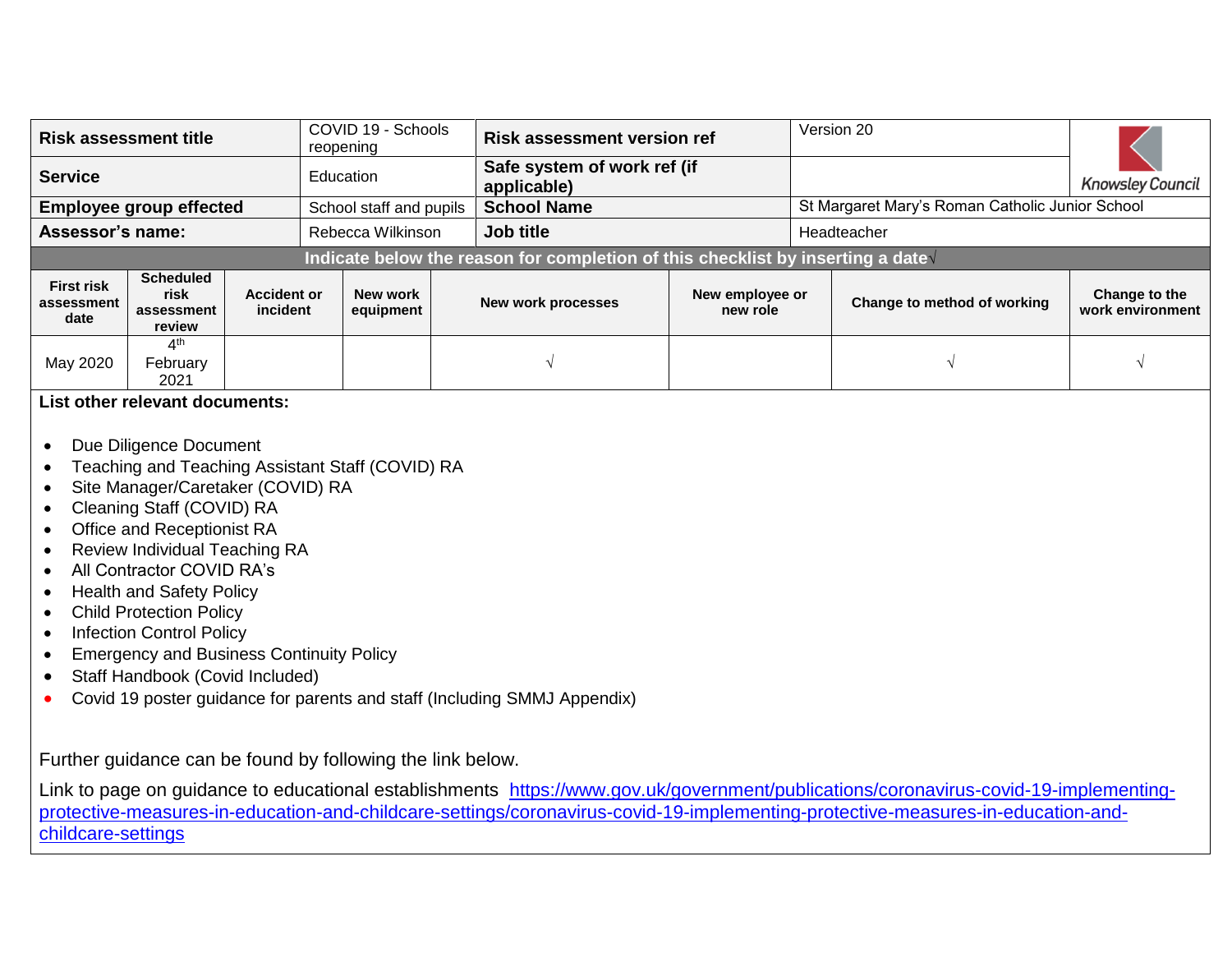| Risk assessment title | COVID 19 - Schools reopening | Risk assessment version ref | Version 20 | Knowsley Council |
|---|---|---|---|---|
| Service | Education | Safe system of work ref (if applicable) | | |
| Employee group effected | School staff and pupils | School Name | St Margaret Mary's Roman Catholic Junior School | |
| Assessor's name: | Rebecca Wilkinson | Job title | Headteacher | |

**Indicate below the reason for completion of this checklist by inserting a date√**

| First risk assessment date | Scheduled risk assessment review | Accident or incident | New work equipment | New work processes | New employee or new role | Change to method of working | Change to the work environment |
|---|---|---|---|---|---|---|---|
| May 2020 | 4th February 2021 | | | √ | | √ | √ |

**List other relevant documents:**

- Due Diligence Document
- Teaching and Teaching Assistant Staff (COVID) RA
- Site Manager/Caretaker (COVID) RA
- Cleaning Staff (COVID) RA
- Office and Receptionist RA
- Review Individual Teaching RA
- All Contractor COVID RA's
- Health and Safety Policy
- Child Protection Policy
- Infection Control Policy
- Emergency and Business Continuity Policy
- Staff Handbook (Covid Included)
- Covid 19 poster guidance for parents and staff (Including SMMJ Appendix)

Further guidance can be found by following the link below.

Link to page on guidance to educational establishments https://www.gov.uk/government/publications/coronavirus-covid-19-implementing-protective-measures-in-education-and-childcare-settings/coronavirus-covid-19-implementing-protective-measures-in-education-and-childcare-settings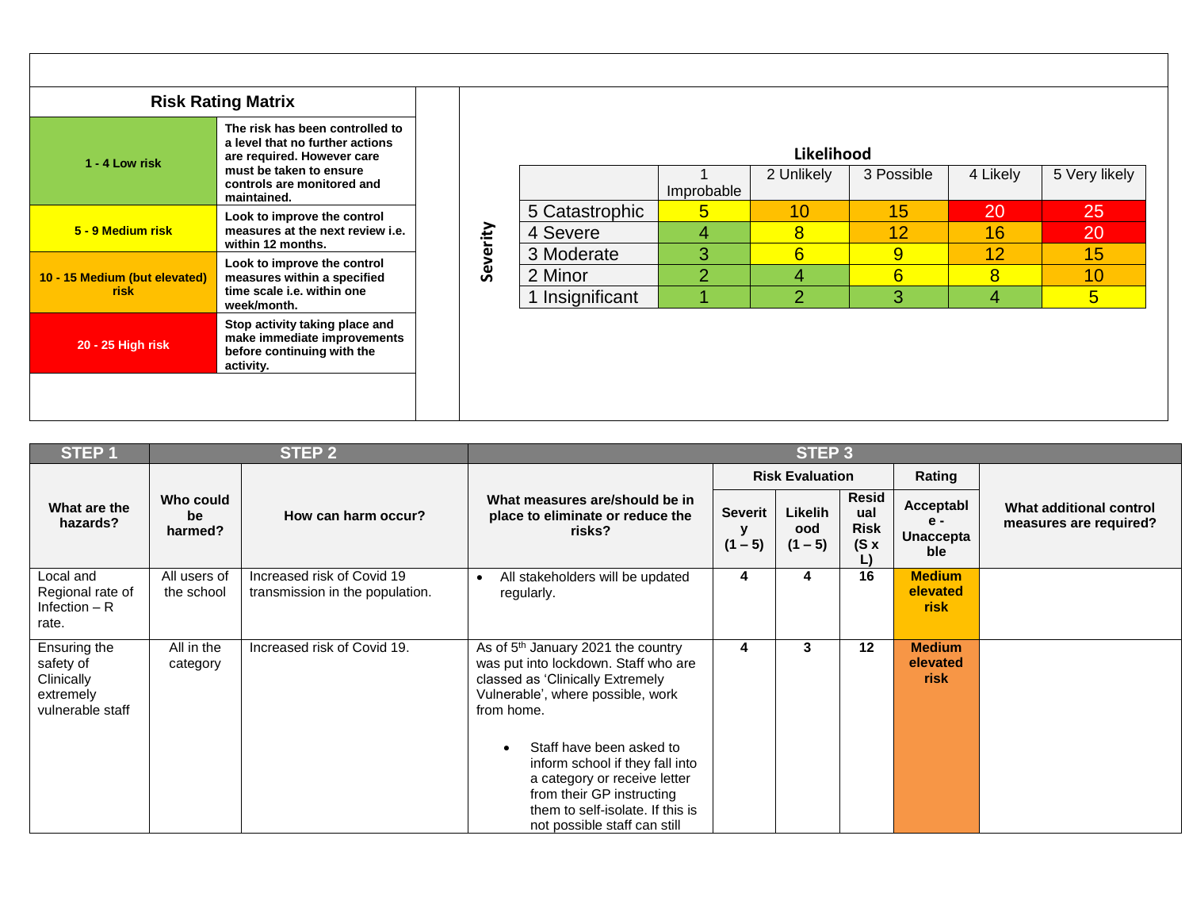## Risk Rating Matrix

| Rating | Action |
|---|---|
| **1 - 4 Low risk** | **The risk has been controlled to a level that no further actions are required. However care must be taken to ensure controls are monitored and maintained.** |
| **5 - 9 Medium risk** | **Look to improve the control measures at the next review i.e. within 12 months.** |
| **10 - 15 Medium (but elevated) risk** | **Look to improve the control measures within a specified time scale i.e. within one week/month.** |
| **20 - 25 High risk** | **Stop activity taking place and make immediate improvements before continuing with the activity.** |

**Likelihood**

| **Severity** | 1 Improbable | 2 Unlikely | 3 Possible | 4 Likely | 5 Very likely |
|---|---|---|---|---|---|
| 5 Catastrophic | 5 | 10 | 15 | 20 | 25 |
| 4 Severe | 4 | 8 | 12 | 16 | 20 |
| 3 Moderate | 3 | 6 | 9 | 12 | 15 |
| 2 Minor | 2 | 4 | 6 | 8 | 10 |
| 1 Insignificant | 1 | 2 | 3 | 4 | 5 |

| STEP 1 | STEP 2 | | STEP 3 | | | | | |
|---|---|---|---|---|---|---|---|---|
| | | | | Risk Evaluation | | | Rating | |
| **What are the hazards?** | **Who could be harmed?** | **How can harm occur?** | **What measures are/should be in place to eliminate or reduce the risks?** | **Severity (1 – 5)** | **Likelihood (1 – 5)** | **Residual Risk (S x L)** | **Acceptable - Unacceptable** | **What additional control measures are required?** |
| Local and Regional rate of Infection – R rate. | All users of the school | Increased risk of Covid 19 transmission in the population. | • All stakeholders will be updated regularly. | **4** | **4** | **16** | **Medium elevated risk** | |
| Ensuring the safety of Clinically extremely vulnerable staff | All in the category | Increased risk of Covid 19. | As of 5th January 2021 the country was put into lockdown. Staff who are classed as 'Clinically Extremely Vulnerable', where possible, work from home.<br><br>• Staff have been asked to inform school if they fall into a category or receive letter from their GP instructing them to self-isolate. If this is not possible staff can still | **4** | **3** | **12** | **Medium elevated risk** | |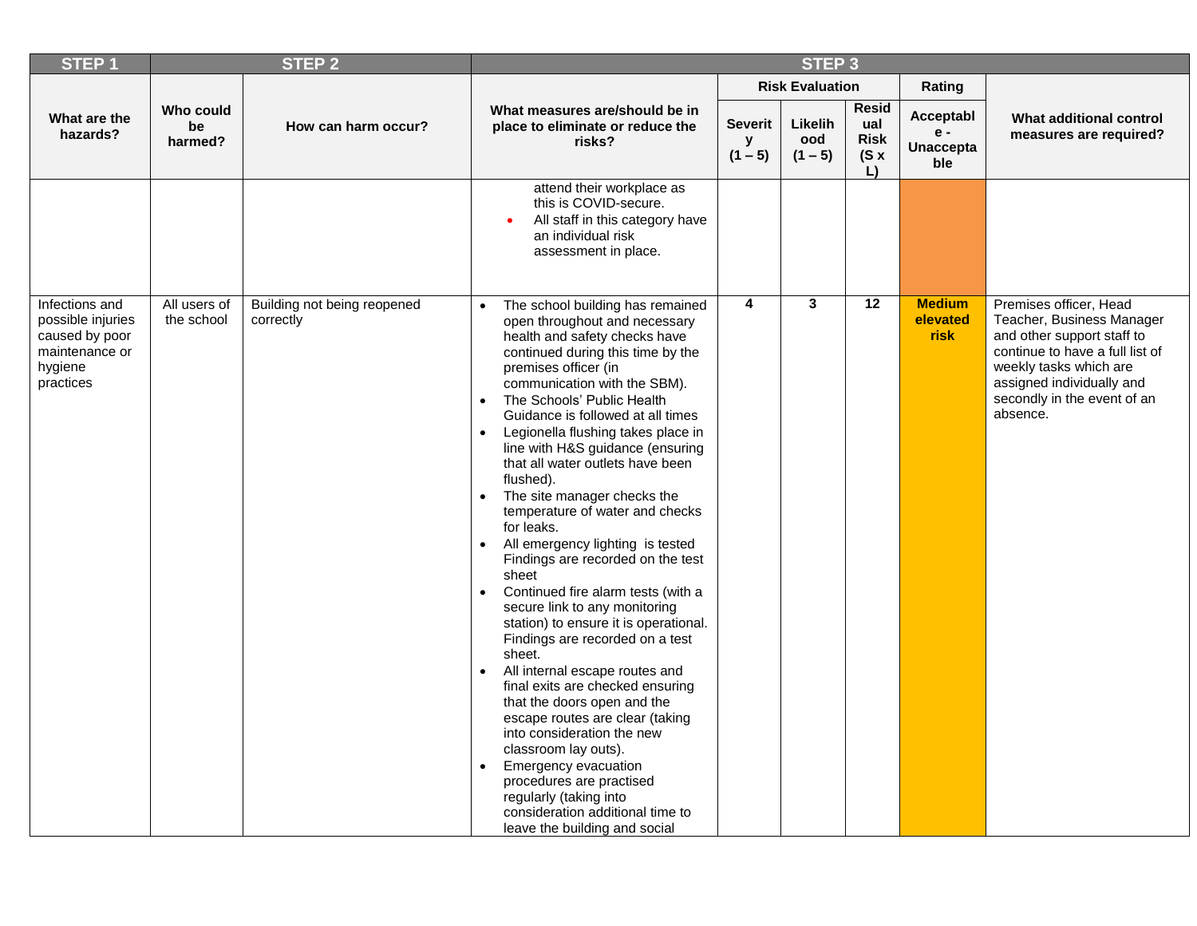| STEP 1 | STEP 2 | | STEP 3 | | | | | |
|---|---|---|---|---|---|---|---|---|
| | | | | Risk Evaluation | | | Rating | |
| What are the hazards? | Who could be harmed? | How can harm occur? | What measures are/should be in place to eliminate or reduce the risks? | Severity (1 – 5) | Likelihood (1 – 5) | Residual Risk (S x L) | Acceptable - Unacceptable | What additional control measures are required? |
| | | | attend their workplace as this is COVID-secure.<br>• All staff in this category have an individual risk assessment in place. | | | | | |
| Infections and possible injuries caused by poor maintenance or hygiene practices | All users of the school | Building not being reopened correctly | • The school building has remained open throughout and necessary health and safety checks have continued during this time by the premises officer (in communication with the SBM).<br>• The Schools' Public Health Guidance is followed at all times<br>• Legionella flushing takes place in line with H&S guidance (ensuring that all water outlets have been flushed).<br>• The site manager checks the temperature of water and checks for leaks.<br>• All emergency lighting is tested Findings are recorded on the test sheet<br>• Continued fire alarm tests (with a secure link to any monitoring station) to ensure it is operational. Findings are recorded on a test sheet.<br>• All internal escape routes and final exits are checked ensuring that the doors open and the escape routes are clear (taking into consideration the new classroom lay outs).<br>• Emergency evacuation procedures are practised regularly (taking into consideration additional time to leave the building and social | 4 | 3 | 12 | **Medium elevated risk** | Premises officer, Head Teacher, Business Manager and other support staff to continue to have a full list of weekly tasks which are assigned individually and secondly in the event of an absence. |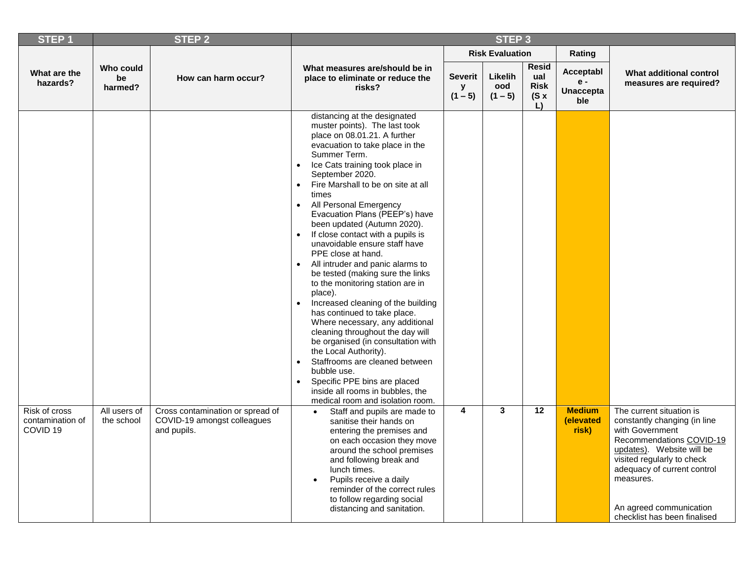| STEP 1 | STEP 2 | | STEP 3 | | | | | |
|---|---|---|---|---|---|---|---|---|
| | | | | Risk Evaluation | | | Rating | |
| What are the hazards? | Who could be harmed? | How can harm occur? | What measures are/should be in place to eliminate or reduce the risks? | Severity (1 – 5) | Likelihood (1 – 5) | Residual Risk (S x L) | Acceptable - Unacceptable | What additional control measures are required? |
| | | | distancing at the designated muster points). The last took place on 08.01.21. A further evacuation to take place in the Summer Term.<br>• Ice Cats training took place in September 2020.<br>• Fire Marshall to be on site at all times<br>• All Personal Emergency Evacuation Plans (PEEP's) have been updated (Autumn 2020).<br>• If close contact with a pupils is unavoidable ensure staff have PPE close at hand.<br>• All intruder and panic alarms to be tested (making sure the links to the monitoring station are in place).<br>• Increased cleaning of the building has continued to take place. Where necessary, any additional cleaning throughout the day will be organised (in consultation with the Local Authority).<br>• Staffrooms are cleaned between bubble use.<br>• Specific PPE bins are placed inside all rooms in bubbles, the medical room and isolation room. | | | | | |
| Risk of cross contamination of COVID 19 | All users of the school | Cross contamination or spread of COVID-19 amongst colleagues and pupils. | • Staff and pupils are made to sanitise their hands on entering the premises and on each occasion they move around the school premises and following break and lunch times.<br>• Pupils receive a daily reminder of the correct rules to follow regarding social distancing and sanitation. | 4 | 3 | 12 | **Medium (elevated risk)** | The current situation is constantly changing (in line with Government Recommendations COVID-19 updates). Website will be visited regularly to check adequacy of current control measures.<br><br>An agreed communication checklist has been finalised |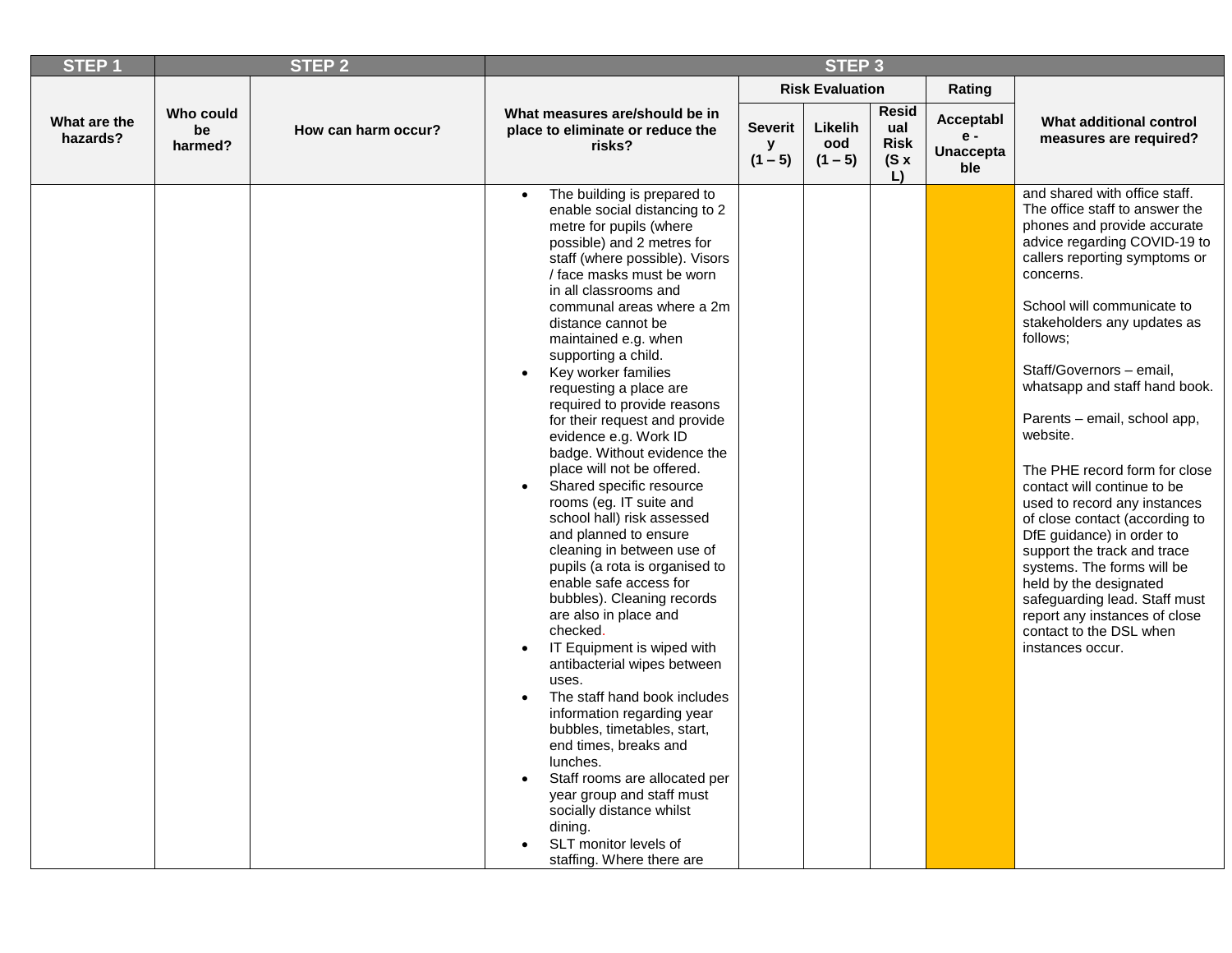| STEP 1 | STEP 2 | | STEP 3 | | | | | |
|---|---|---|---|---|---|---|---|---|
| | | | | Risk Evaluation | | | Rating | |
| What are the hazards? | Who could be harmed? | How can harm occur? | What measures are/should be in place to eliminate or reduce the risks? | Severity (1 – 5) | Likelihood (1 – 5) | Residual Risk (S x L) | Acceptable - Unacceptable | What additional control measures are required? |
| | | | • The building is prepared to enable social distancing to 2 metre for pupils (where possible) and 2 metres for staff (where possible). Visors / face masks must be worn in all classrooms and communal areas where a 2m distance cannot be maintained e.g. when supporting a child.<br>• Key worker families requesting a place are required to provide reasons for their request and provide evidence e.g. Work ID badge. Without evidence the place will not be offered.<br>• Shared specific resource rooms (eg. IT suite and school hall) risk assessed and planned to ensure cleaning in between use of pupils (a rota is organised to enable safe access for bubbles). Cleaning records are also in place and checked.<br>• IT Equipment is wiped with antibacterial wipes between uses.<br>• The staff hand book includes information regarding year bubbles, timetables, start, end times, breaks and lunches.<br>• Staff rooms are allocated per year group and staff must socially distance whilst dining.<br>• SLT monitor levels of staffing. Where there are | | | | | and shared with office staff. The office staff to answer the phones and provide accurate advice regarding COVID-19 to callers reporting symptoms or concerns.<br><br>School will communicate to stakeholders any updates as follows;<br><br>Staff/Governors – email, whatsapp and staff hand book.<br><br>Parents – email, school app, website.<br><br>The PHE record form for close contact will continue to be used to record any instances of close contact (according to DfE guidance) in order to support the track and trace systems. The forms will be held by the designated safeguarding lead. Staff must report any instances of close contact to the DSL when instances occur. |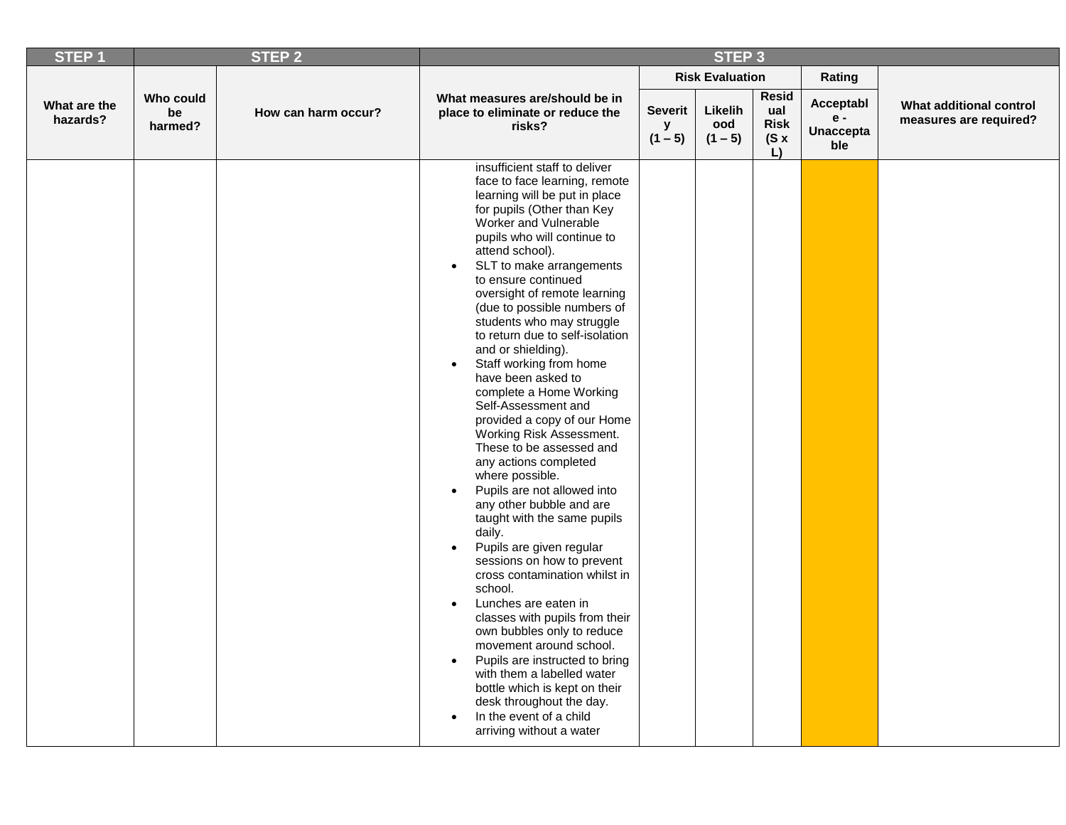| STEP 1 | STEP 2 | | STEP 3 | | | | | |
|---|---|---|---|---|---|---|---|---|
| | | | | Risk Evaluation | | | Rating | |
| What are the hazards? | Who could be harmed? | How can harm occur? | What measures are/should be in place to eliminate or reduce the risks? | Severity (1 – 5) | Likelihood (1 – 5) | Residual Risk (S x L) | Acceptable - Unacceptable | What additional control measures are required? |
| | | | insufficient staff to deliver face to face learning, remote learning will be put in place for pupils (Other than Key Worker and Vulnerable pupils who will continue to attend school).<br>• SLT to make arrangements to ensure continued oversight of remote learning (due to possible numbers of students who may struggle to return due to self-isolation and or shielding).<br>• Staff working from home have been asked to complete a Home Working Self-Assessment and provided a copy of our Home Working Risk Assessment. These to be assessed and any actions completed where possible.<br>• Pupils are not allowed into any other bubble and are taught with the same pupils daily.<br>• Pupils are given regular sessions on how to prevent cross contamination whilst in school.<br>• Lunches are eaten in classes with pupils from their own bubbles only to reduce movement around school.<br>• Pupils are instructed to bring with them a labelled water bottle which is kept on their desk throughout the day.<br>• In the event of a child arriving without a water | | | | | |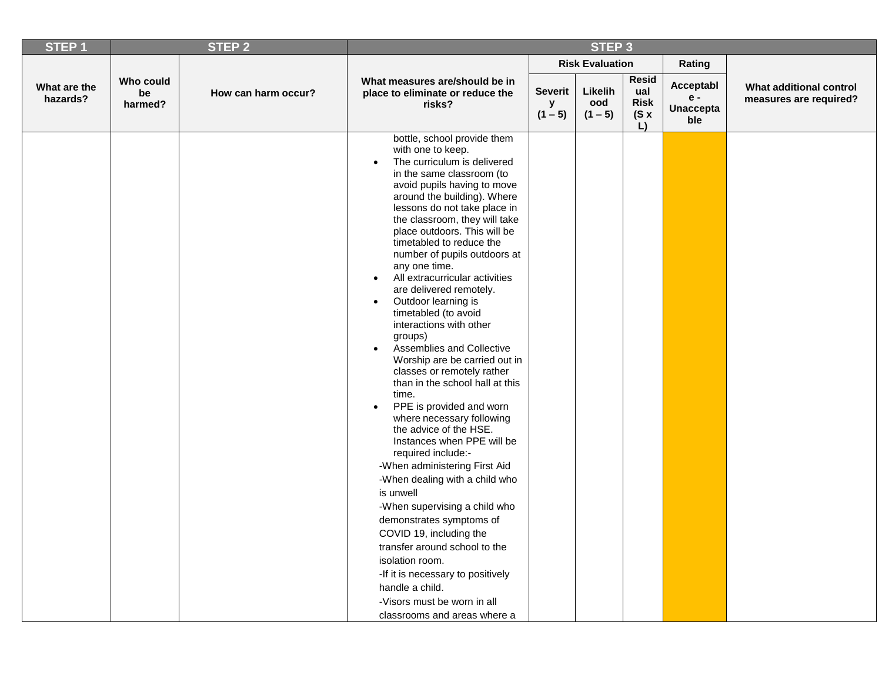| STEP 1 | STEP 2 | | STEP 3 | | | | | |
|---|---|---|---|---|---|---|---|---|
| | | | | Risk Evaluation | | | Rating | |
| What are the hazards? | Who could be harmed? | How can harm occur? | What measures are/should be in place to eliminate or reduce the risks? | Severity (1 – 5) | Likelihood (1 – 5) | Residual Risk (S x L) | Acceptable - Unacceptable | What additional control measures are required? |
| | | | bottle, school provide them with one to keep.<br>• The curriculum is delivered in the same classroom (to avoid pupils having to move around the building). Where lessons do not take place in the classroom, they will take place outdoors. This will be timetabled to reduce the number of pupils outdoors at any one time.<br>• All extracurricular activities are delivered remotely.<br>• Outdoor learning is timetabled (to avoid interactions with other groups)<br>• Assemblies and Collective Worship are be carried out in classes or remotely rather than in the school hall at this time.<br>• PPE is provided and worn where necessary following the advice of the HSE. Instances when PPE will be required include:-<br>-When administering First Aid<br>-When dealing with a child who is unwell<br>-When supervising a child who demonstrates symptoms of COVID 19, including the transfer around school to the isolation room.<br>-If it is necessary to positively handle a child.<br>-Visors must be worn in all classrooms and areas where a | | | | | |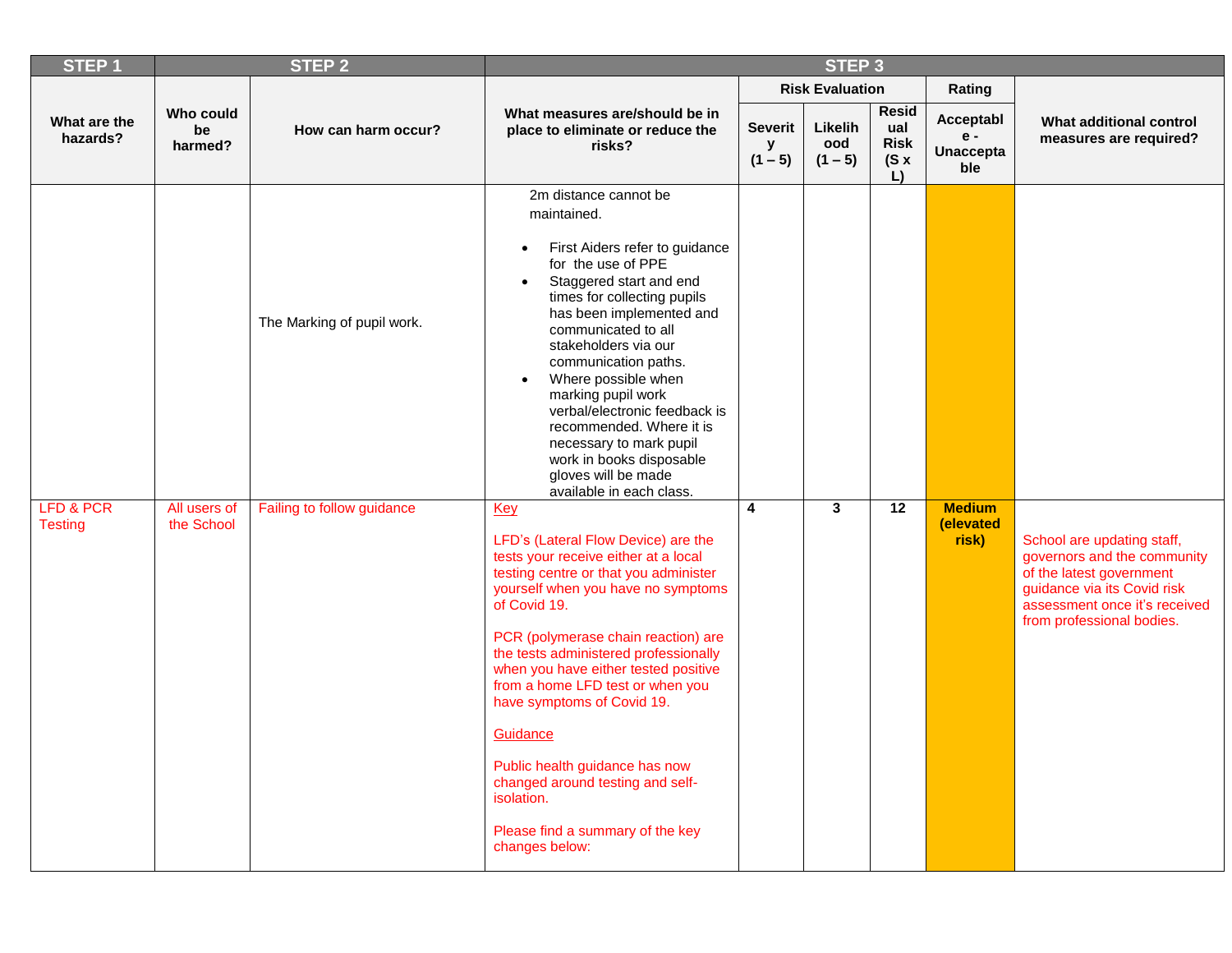| STEP 1 | STEP 2 | | STEP 3 | | | | | |
|---|---|---|---|---|---|---|---|---|
| | | | | Risk Evaluation | | | Rating | |
| What are the hazards? | Who could be harmed? | How can harm occur? | What measures are/should be in place to eliminate or reduce the risks? | Severity (1 – 5) | Likelihood (1 – 5) | Residual Risk (S x L) | Acceptable - Unacceptable | What additional control measures are required? |
| | | The Marking of pupil work. | 2m distance cannot be maintained.<br><br>• First Aiders refer to guidance for the use of PPE<br>• Staggered start and end times for collecting pupils has been implemented and communicated to all stakeholders via our communication paths.<br>• Where possible when marking pupil work verbal/electronic feedback is recommended. Where it is necessary to mark pupil work in books disposable gloves will be made available in each class. | | | | | |
| LFD & PCR Testing | All users of the School | Failing to follow guidance | Key<br><br>LFD's (Lateral Flow Device) are the tests your receive either at a local testing centre or that you administer yourself when you have no symptoms of Covid 19.<br><br>PCR (polymerase chain reaction) are the tests administered professionally when you have either tested positive from a home LFD test or when you have symptoms of Covid 19.<br><br>Guidance<br><br>Public health guidance has now changed around testing and self-isolation.<br><br>Please find a summary of the key changes below: | 4 | 3 | 12 | **Medium (elevated risk)** | School are updating staff, governors and the community of the latest government guidance via its Covid risk assessment once it's received from professional bodies. |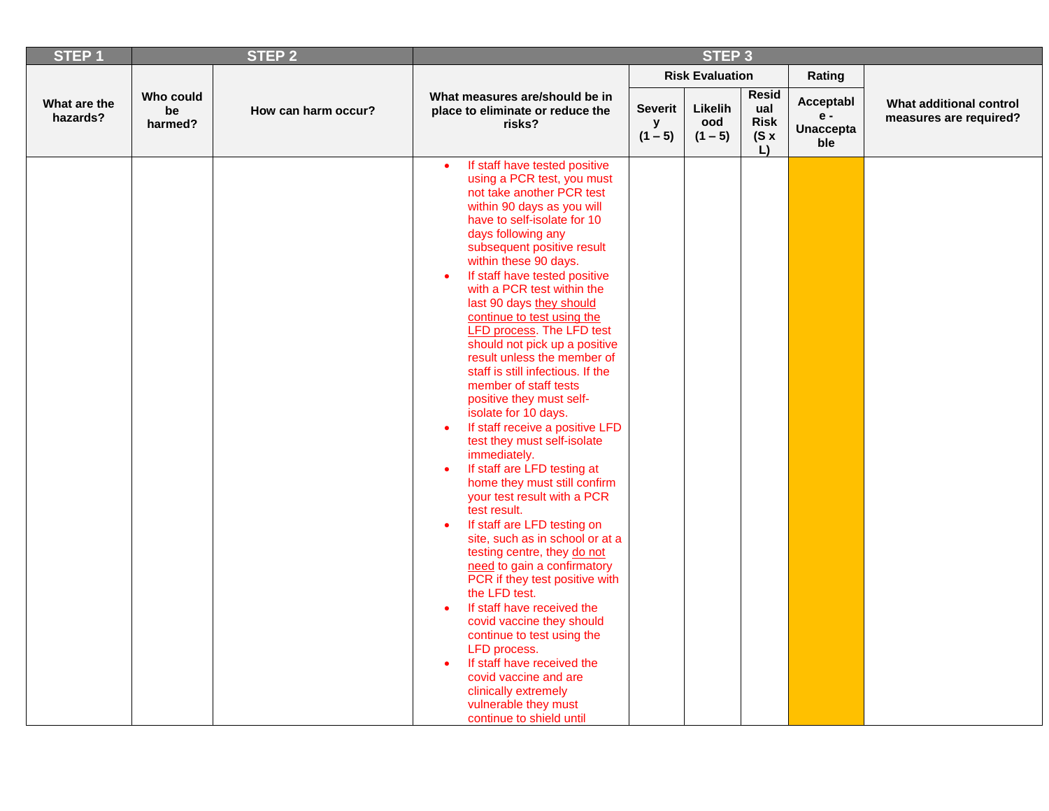| STEP 1 | STEP 2 | | STEP 3 | | | | | |
|---|---|---|---|---|---|---|---|---|
| | | | | Risk Evaluation | | | Rating | |
| What are the hazards? | Who could be harmed? | How can harm occur? | What measures are/should be in place to eliminate or reduce the risks? | Severity (1 – 5) | Likelihood (1 – 5) | Residual Risk (S x L) | Acceptable - Unacceptable | What additional control measures are required? |
| | | | • If staff have tested positive using a PCR test, you must not take another PCR test within 90 days as you will have to self-isolate for 10 days following any subsequent positive result within these 90 days.<br>• If staff have tested positive with a PCR test within the last 90 days they should continue to test using the LFD process. The LFD test should not pick up a positive result unless the member of staff is still infectious. If the member of staff tests positive they must self-isolate for 10 days.<br>• If staff receive a positive LFD test they must self-isolate immediately.<br>• If staff are LFD testing at home they must still confirm your test result with a PCR test result.<br>• If staff are LFD testing on site, such as in school or at a testing centre, they do not need to gain a confirmatory PCR if they test positive with the LFD test.<br>• If staff have received the covid vaccine they should continue to test using the LFD process.<br>• If staff have received the covid vaccine and are clinically extremely vulnerable they must continue to shield until | | | | | |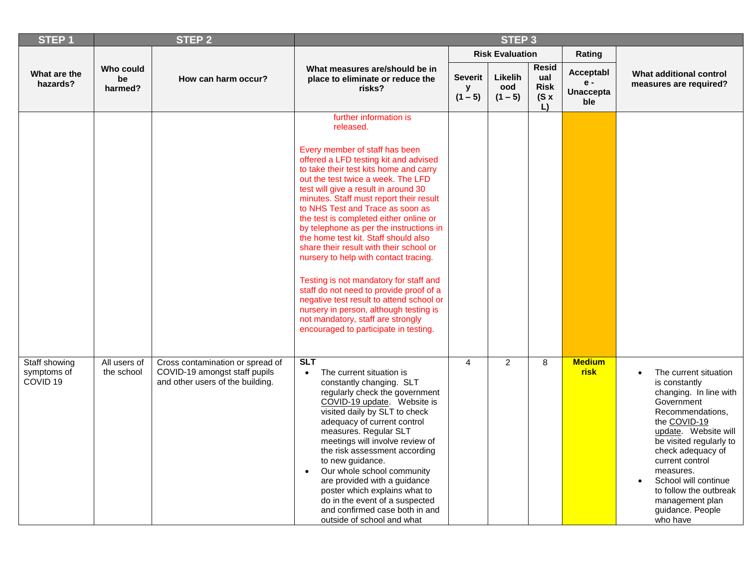| STEP 1 | STEP 2 | | STEP 3 | | | | | |
|---|---|---|---|---|---|---|---|---|
| | | | | Risk Evaluation | | | Rating | |
| What are the hazards? | Who could be harmed? | How can harm occur? | What measures are/should be in place to eliminate or reduce the risks? | Severity (1 – 5) | Likelihood (1 – 5) | Residual Risk (S x L) | Acceptable - Unacceptable | What additional control measures are required? |
| | | | further information is released.<br><br>Every member of staff has been offered a LFD testing kit and advised to take their test kits home and carry out the test twice a week. The LFD test will give a result in around 30 minutes. Staff must report their result to NHS Test and Trace as soon as the test is completed either online or by telephone as per the instructions in the home test kit. Staff should also share their result with their school or nursery to help with contact tracing.<br><br>Testing is not mandatory for staff and staff do not need to provide proof of a negative test result to attend school or nursery in person, although testing is not mandatory, staff are strongly encouraged to participate in testing. | | | | | |
| Staff showing symptoms of COVID 19 | All users of the school | Cross contamination or spread of COVID-19 amongst staff pupils and other users of the building. | **SLT**<br>• The current situation is constantly changing. SLT regularly check the government COVID-19 update. Website is visited daily by SLT to check adequacy of current control measures. Regular SLT meetings will involve review of the risk assessment according to new guidance.<br>• Our whole school community are provided with a guidance poster which explains what to do in the event of a suspected and confirmed case both in and outside of school and what | 4 | 2 | 8 | **Medium risk** | • The current situation is constantly changing. In line with Government Recommendations, the COVID-19 update. Website will be visited regularly to check adequacy of current control measures.<br>• School will continue to follow the outbreak management plan guidance. People who have |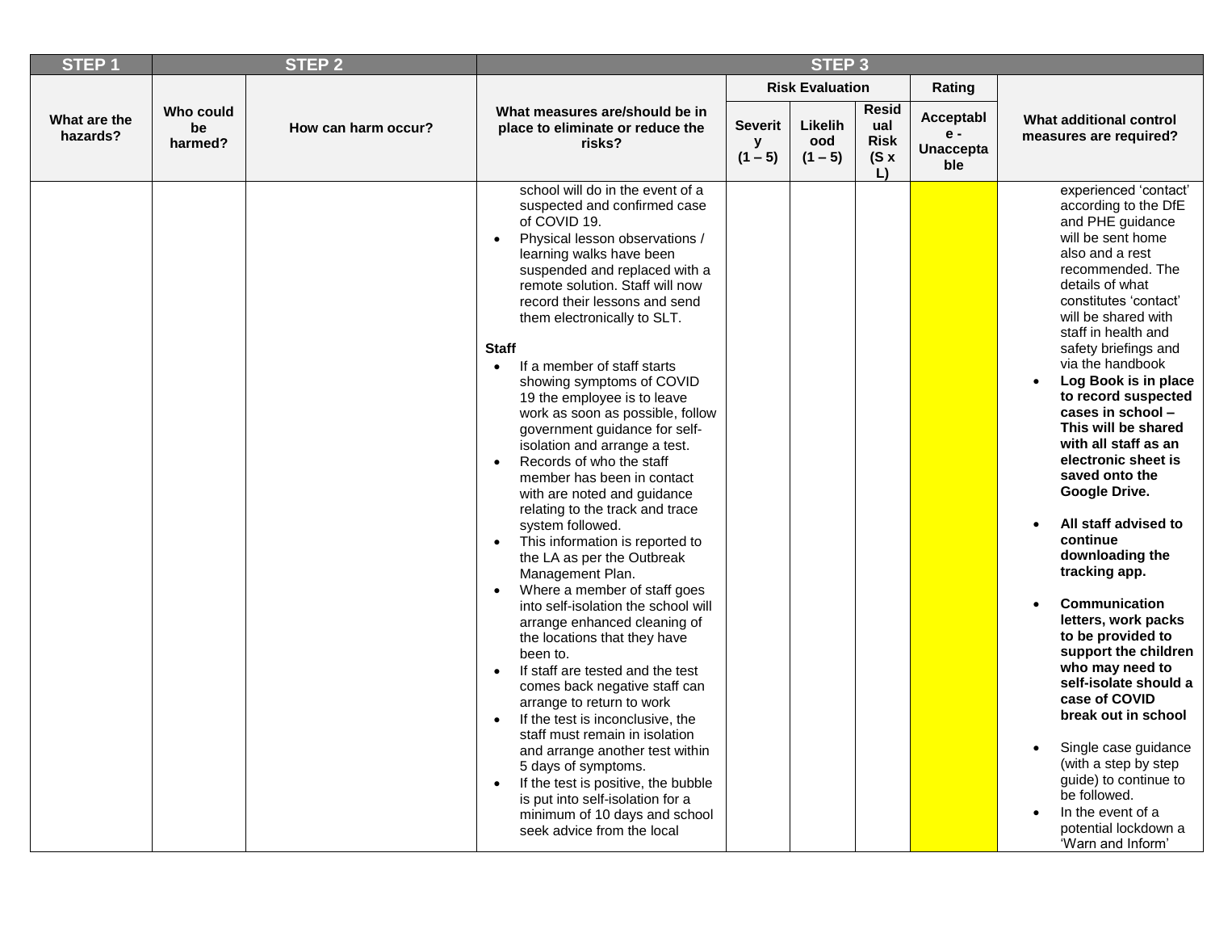| STEP 1 | STEP 2 | | STEP 3 | | | | | |
|---|---|---|---|---|---|---|---|---|
| | | | | Risk Evaluation | | | Rating | |
| What are the hazards? | Who could be harmed? | How can harm occur? | What measures are/should be in place to eliminate or reduce the risks? | Severity (1 – 5) | Likelihood (1 – 5) | Residual Risk (S x L) | Acceptable - Unacceptable | What additional control measures are required? |
| | | | school will do in the event of a suspected and confirmed case of COVID 19.<br>• Physical lesson observations / learning walks have been suspended and replaced with a remote solution. Staff will now record their lessons and send them electronically to SLT.<br><br>**Staff**<br>• If a member of staff starts showing symptoms of COVID 19 the employee is to leave work as soon as possible, follow government guidance for self-isolation and arrange a test.<br>• Records of who the staff member has been in contact with are noted and guidance relating to the track and trace system followed.<br>• This information is reported to the LA as per the Outbreak Management Plan.<br>• Where a member of staff goes into self-isolation the school will arrange enhanced cleaning of the locations that they have been to.<br>• If staff are tested and the test comes back negative staff can arrange to return to work<br>• If the test is inconclusive, the staff must remain in isolation and arrange another test within 5 days of symptoms.<br>• If the test is positive, the bubble is put into self-isolation for a minimum of 10 days and school seek advice from the local | | | | | experienced 'contact' according to the DfE and PHE guidance will be sent home also and a rest recommended. The details of what constitutes 'contact' will be shared with staff in health and safety briefings and via the handbook<br>• **Log Book is in place to record suspected cases in school – This will be shared with all staff as an electronic sheet is saved onto the Google Drive.**<br><br>• **All staff advised to continue downloading the tracking app.**<br><br>• **Communication letters, work packs to be provided to support the children who may need to self-isolate should a case of COVID break out in school**<br><br>• Single case guidance (with a step by step guide) to continue to be followed.<br>• In the event of a potential lockdown a 'Warn and Inform' |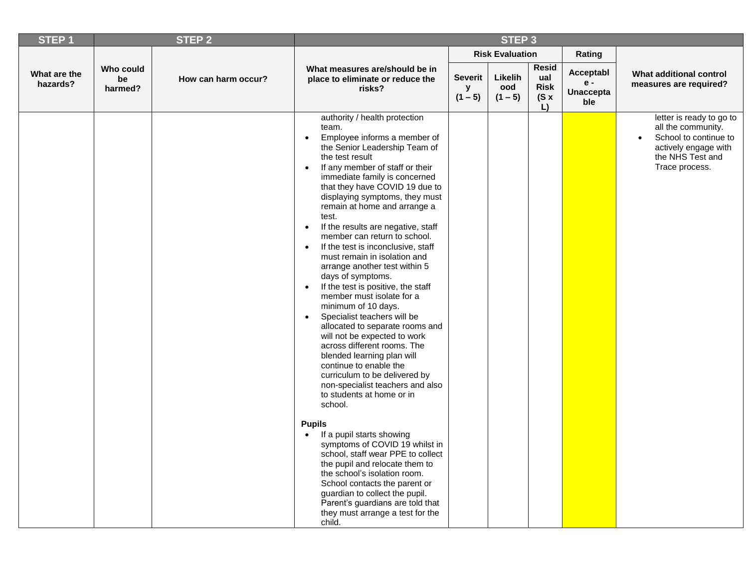| STEP 1 | STEP 2 | | STEP 3 | | | | | |
|---|---|---|---|---|---|---|---|---|
| | | | | Risk Evaluation | | | Rating | |
| What are the hazards? | Who could be harmed? | How can harm occur? | What measures are/should be in place to eliminate or reduce the risks? | Severity (1 – 5) | Likelihood (1 – 5) | Residual Risk (S x L) | Acceptable - Unacceptable | What additional control measures are required? |
| | | | authority / health protection team.<br>• Employee informs a member of the Senior Leadership Team of the test result<br>• If any member of staff or their immediate family is concerned that they have COVID 19 due to displaying symptoms, they must remain at home and arrange a test.<br>• If the results are negative, staff member can return to school.<br>• If the test is inconclusive, staff must remain in isolation and arrange another test within 5 days of symptoms.<br>• If the test is positive, the staff member must isolate for a minimum of 10 days.<br>• Specialist teachers will be allocated to separate rooms and will not be expected to work across different rooms. The blended learning plan will continue to enable the curriculum to be delivered by non-specialist teachers and also to students at home or in school.<br><br>**Pupils**<br>• If a pupil starts showing symptoms of COVID 19 whilst in school, staff wear PPE to collect the pupil and relocate them to the school's isolation room. School contacts the parent or guardian to collect the pupil. Parent's guardians are told that they must arrange a test for the child. | | | | | letter is ready to go to all the community.<br>• School to continue to actively engage with the NHS Test and Trace process. |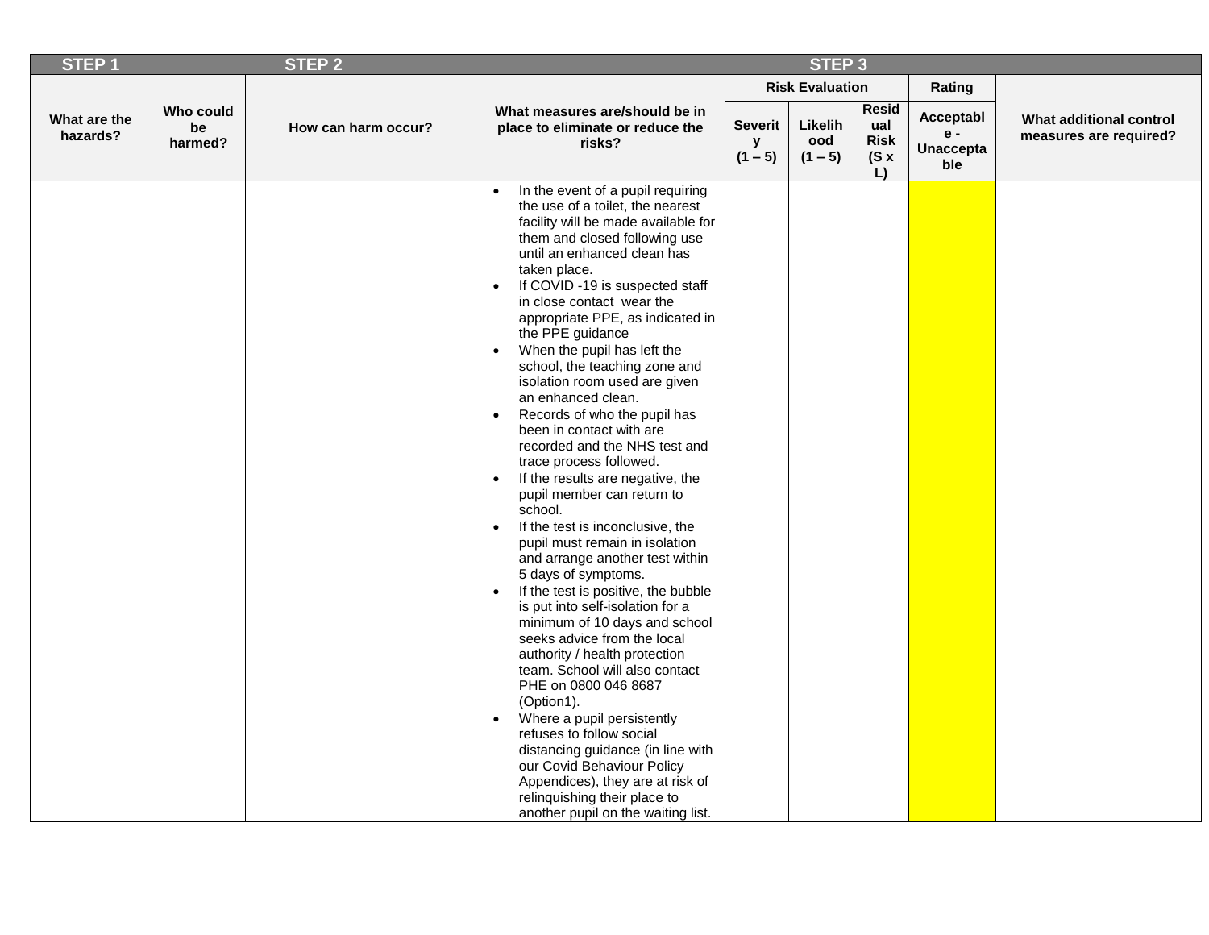| STEP 1 | STEP 2 | | STEP 3 | | | | | |
|---|---|---|---|---|---|---|---|---|
| | | | | Risk Evaluation | | | Rating | |
| What are the hazards? | Who could be harmed? | How can harm occur? | What measures are/should be in place to eliminate or reduce the risks? | Severity (1 – 5) | Likelihood (1 – 5) | Residual Risk (S x L) | Acceptable - Unacceptable | What additional control measures are required? |
| | | | • In the event of a pupil requiring the use of a toilet, the nearest facility will be made available for them and closed following use until an enhanced clean has taken place.<br>• If COVID -19 is suspected staff in close contact wear the appropriate PPE, as indicated in the PPE guidance<br>• When the pupil has left the school, the teaching zone and isolation room used are given an enhanced clean.<br>• Records of who the pupil has been in contact with are recorded and the NHS test and trace process followed.<br>• If the results are negative, the pupil member can return to school.<br>• If the test is inconclusive, the pupil must remain in isolation and arrange another test within 5 days of symptoms.<br>• If the test is positive, the bubble is put into self-isolation for a minimum of 10 days and school seeks advice from the local authority / health protection team. School will also contact PHE on 0800 046 8687 (Option1).<br>• Where a pupil persistently refuses to follow social distancing guidance (in line with our Covid Behaviour Policy Appendices), they are at risk of relinquishing their place to another pupil on the waiting list. | | | | | |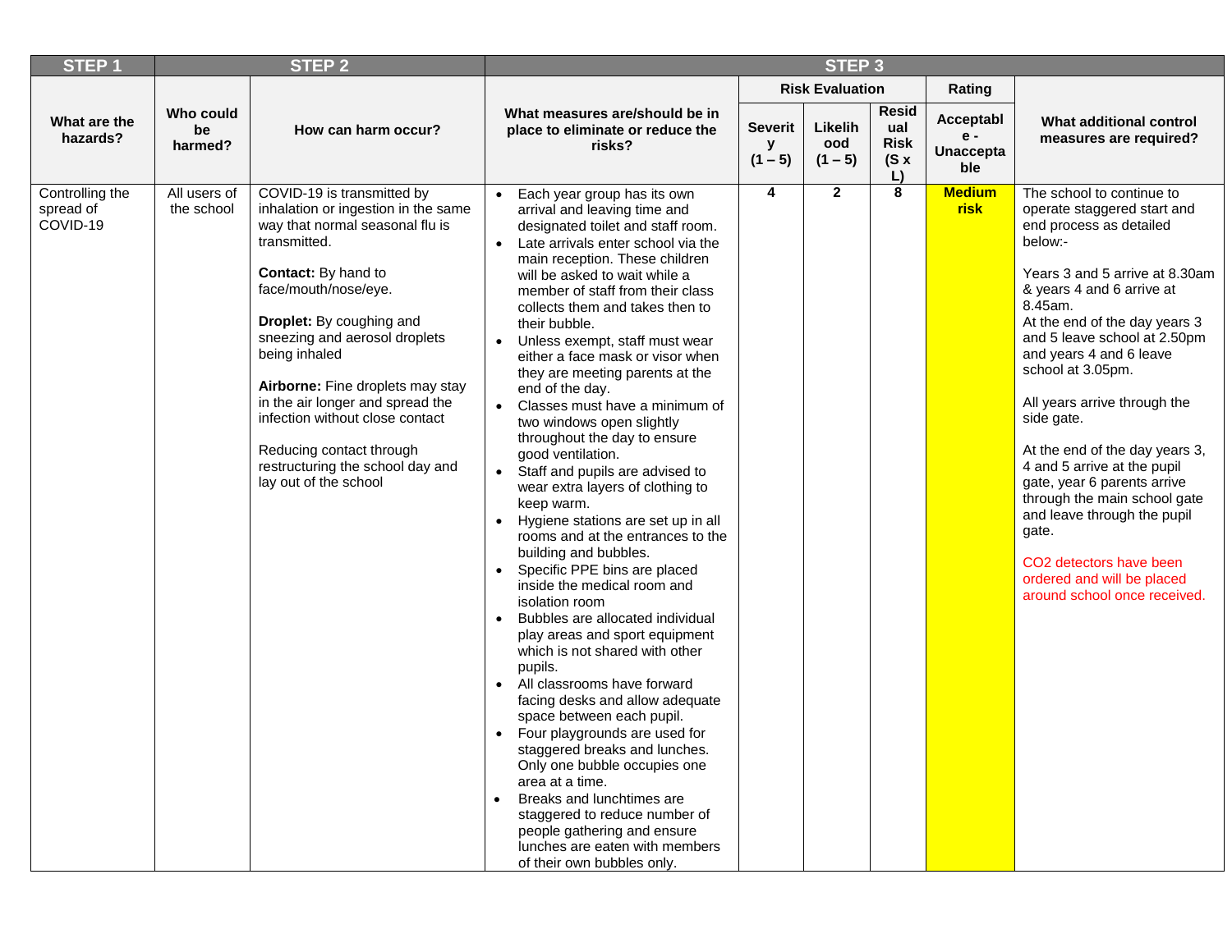| STEP 1 | STEP 2 | | STEP 3 | | | | | |
|---|---|---|---|---|---|---|---|---|
| | | | | Risk Evaluation | | | Rating | |
| What are the hazards? | Who could be harmed? | How can harm occur? | What measures are/should be in place to eliminate or reduce the risks? | Severity (1 – 5) | Likelihood (1 – 5) | Residual Risk (S x L) | Acceptable - Unacceptable | What additional control measures are required? |
| Controlling the spread of COVID-19 | All users of the school | COVID-19 is transmitted by inhalation or ingestion in the same way that normal seasonal flu is transmitted.<br><br>**Contact:** By hand to face/mouth/nose/eye.<br><br>**Droplet:** By coughing and sneezing and aerosol droplets being inhaled<br><br>**Airborne:** Fine droplets may stay in the air longer and spread the infection without close contact<br><br>Reducing contact through restructuring the school day and lay out of the school | • Each year group has its own arrival and leaving time and designated toilet and staff room.<br>• Late arrivals enter school via the main reception. These children will be asked to wait while a member of staff from their class collects them and takes then to their bubble.<br>• Unless exempt, staff must wear either a face mask or visor when they are meeting parents at the end of the day.<br>• Classes must have a minimum of two windows open slightly throughout the day to ensure good ventilation.<br>• Staff and pupils are advised to wear extra layers of clothing to keep warm.<br>• Hygiene stations are set up in all rooms and at the entrances to the building and bubbles.<br>• Specific PPE bins are placed inside the medical room and isolation room<br>• Bubbles are allocated individual play areas and sport equipment which is not shared with other pupils.<br>• All classrooms have forward facing desks and allow adequate space between each pupil.<br>• Four playgrounds are used for staggered breaks and lunches. Only one bubble occupies one area at a time.<br>• Breaks and lunchtimes are staggered to reduce number of people gathering and ensure lunches are eaten with members of their own bubbles only. | **4** | **2** | **8** | **Medium risk** | The school to continue to operate staggered start and end process as detailed below:-<br><br>Years 3 and 5 arrive at 8.30am & years 4 and 6 arrive at 8.45am.<br>At the end of the day years 3 and 5 leave school at 2.50pm and years 4 and 6 leave school at 3.05pm.<br><br>All years arrive through the side gate.<br><br>At the end of the day years 3, 4 and 5 arrive at the pupil gate, year 6 parents arrive through the main school gate and leave through the pupil gate.<br><br>CO2 detectors have been ordered and will be placed around school once received. |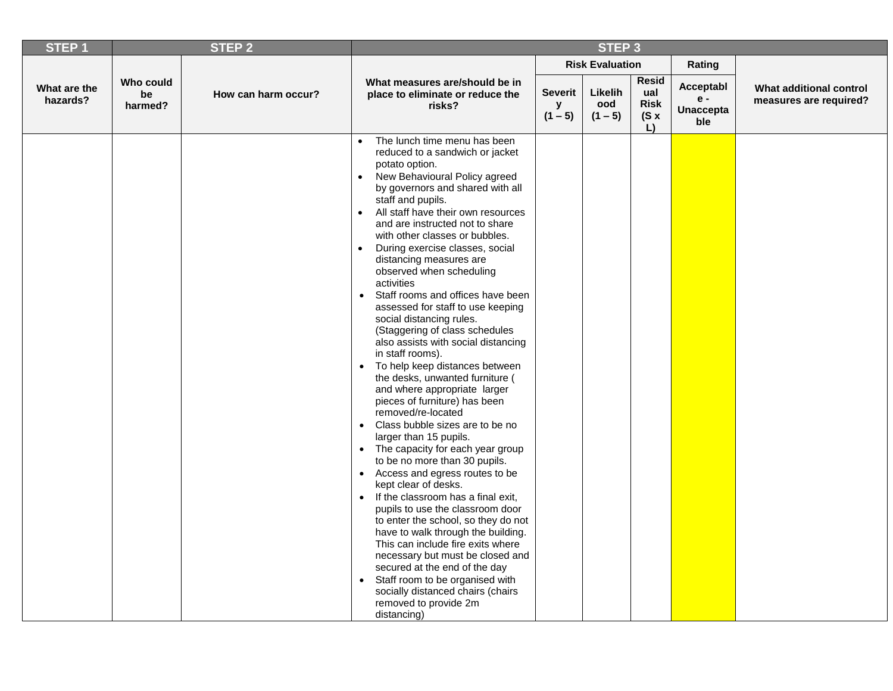| STEP 1 | STEP 2 | | STEP 3 | | | | | |
|---|---|---|---|---|---|---|---|---|
| | | | | Risk Evaluation | | | Rating | |
| What are the hazards? | Who could be harmed? | How can harm occur? | What measures are/should be in place to eliminate or reduce the risks? | Severity (1 – 5) | Likelihood (1 – 5) | Residual Risk (S x L) | Acceptable - Unacceptable | What additional control measures are required? |
| | | | • The lunch time menu has been reduced to a sandwich or jacket potato option.<br>• New Behavioural Policy agreed by governors and shared with all staff and pupils.<br>• All staff have their own resources and are instructed not to share with other classes or bubbles.<br>• During exercise classes, social distancing measures are observed when scheduling activities<br>• Staff rooms and offices have been assessed for staff to use keeping social distancing rules. (Staggering of class schedules also assists with social distancing in staff rooms).<br>• To help keep distances between the desks, unwanted furniture ( and where appropriate larger pieces of furniture) has been removed/re-located<br>• Class bubble sizes are to be no larger than 15 pupils.<br>• The capacity for each year group to be no more than 30 pupils.<br>• Access and egress routes to be kept clear of desks.<br>• If the classroom has a final exit, pupils to use the classroom door to enter the school, so they do not have to walk through the building. This can include fire exits where necessary but must be closed and secured at the end of the day<br>• Staff room to be organised with socially distanced chairs (chairs removed to provide 2m distancing) | | | | | |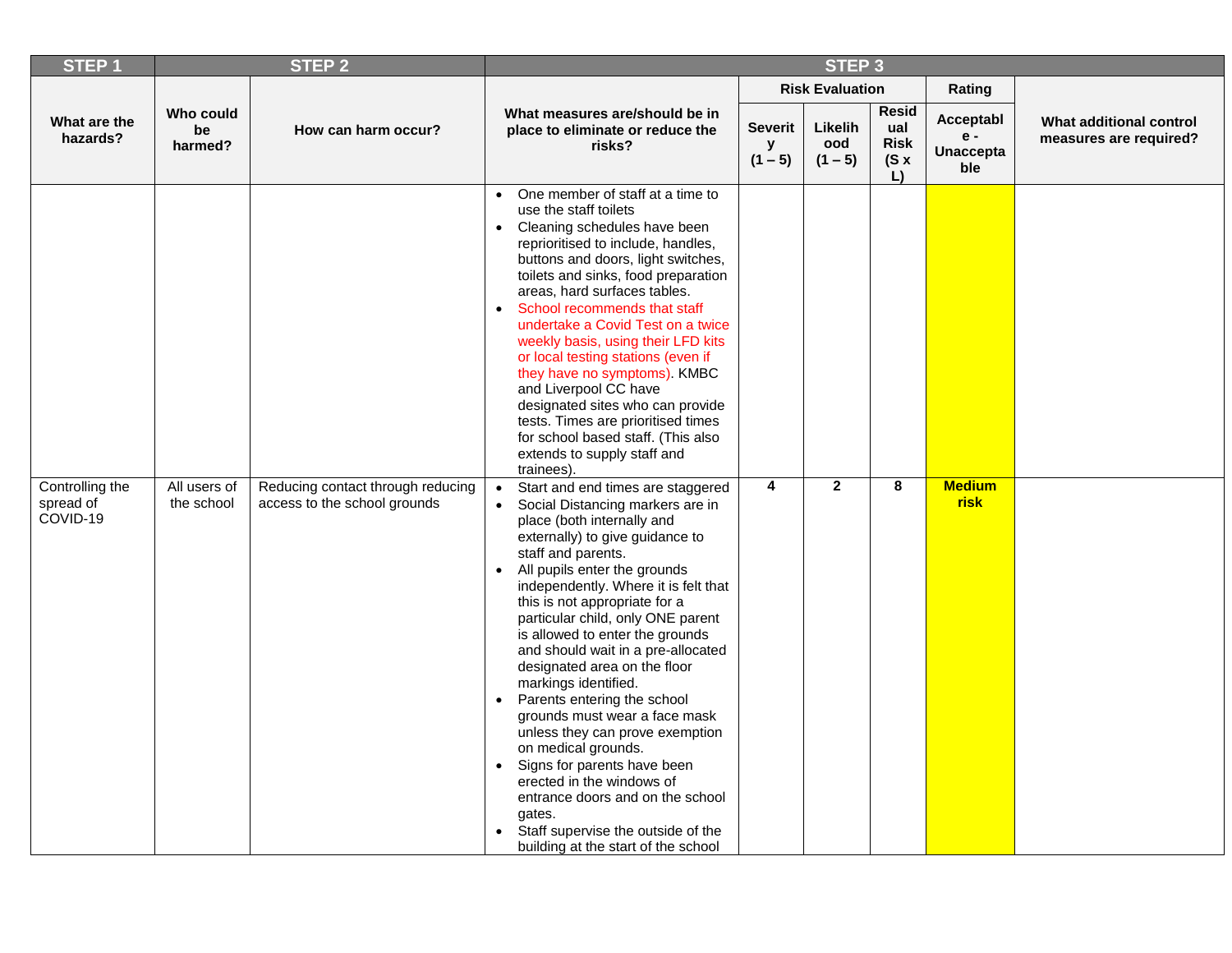| STEP 1 | STEP 2 | | STEP 3 | | | | | |
|---|---|---|---|---|---|---|---|---|
| | | | | Risk Evaluation | | | Rating | |
| What are the hazards? | Who could be harmed? | How can harm occur? | What measures are/should be in place to eliminate or reduce the risks? | Severity (1 – 5) | Likelihood (1 – 5) | Residual Risk (S x L) | Acceptable - Unacceptable | What additional control measures are required? |
| | | | • One member of staff at a time to use the staff toilets<br>• Cleaning schedules have been reprioritised to include, handles, buttons and doors, light switches, toilets and sinks, food preparation areas, hard surfaces tables.<br>• School recommends that staff undertake a Covid Test on a twice weekly basis, using their LFD kits or local testing stations (even if they have no symptoms). KMBC and Liverpool CC have designated sites who can provide tests. Times are prioritised times for school based staff. (This also extends to supply staff and trainees). | | | | | |
| Controlling the spread of COVID-19 | All users of the school | Reducing contact through reducing access to the school grounds | • Start and end times are staggered<br>• Social Distancing markers are in place (both internally and externally) to give guidance to staff and parents.<br>• All pupils enter the grounds independently. Where it is felt that this is not appropriate for a particular child, only ONE parent is allowed to enter the grounds and should wait in a pre-allocated designated area on the floor markings identified.<br>• Parents entering the school grounds must wear a face mask unless they can prove exemption on medical grounds.<br>• Signs for parents have been erected in the windows of entrance doors and on the school gates.<br>• Staff supervise the outside of the building at the start of the school | 4 | 2 | 8 | **Medium risk** | |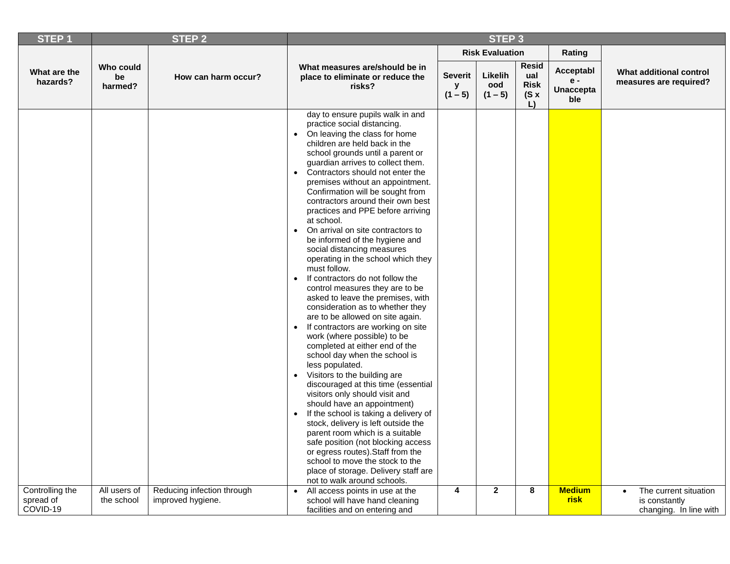| STEP 1 | STEP 2 | | STEP 3 | | | | | |
|---|---|---|---|---|---|---|---|---|
| | | | | Risk Evaluation | | | Rating | |
| What are the hazards? | Who could be harmed? | How can harm occur? | What measures are/should be in place to eliminate or reduce the risks? | Severity (1 – 5) | Likelihood (1 – 5) | Residual Risk (S x L) | Acceptable - Unacceptable | What additional control measures are required? |
| | | | day to ensure pupils walk in and practice social distancing.<br>• On leaving the class for home children are held back in the school grounds until a parent or guardian arrives to collect them.<br>• Contractors should not enter the premises without an appointment. Confirmation will be sought from contractors around their own best practices and PPE before arriving at school.<br>• On arrival on site contractors to be informed of the hygiene and social distancing measures operating in the school which they must follow.<br>• If contractors do not follow the control measures they are to be asked to leave the premises, with consideration as to whether they are to be allowed on site again.<br>• If contractors are working on site work (where possible) to be completed at either end of the school day when the school is less populated.<br>• Visitors to the building are discouraged at this time (essential visitors only should visit and should have an appointment)<br>• If the school is taking a delivery of stock, delivery is left outside the parent room which is a suitable safe position (not blocking access or egress routes).Staff from the school to move the stock to the place of storage. Delivery staff are not to walk around schools. | | | | | |
| Controlling the spread of COVID-19 | All users of the school | Reducing infection through improved hygiene. | • All access points in use at the school will have hand cleaning facilities and on entering and | 4 | 2 | 8 | **Medium risk** | • The current situation is constantly changing. In line with |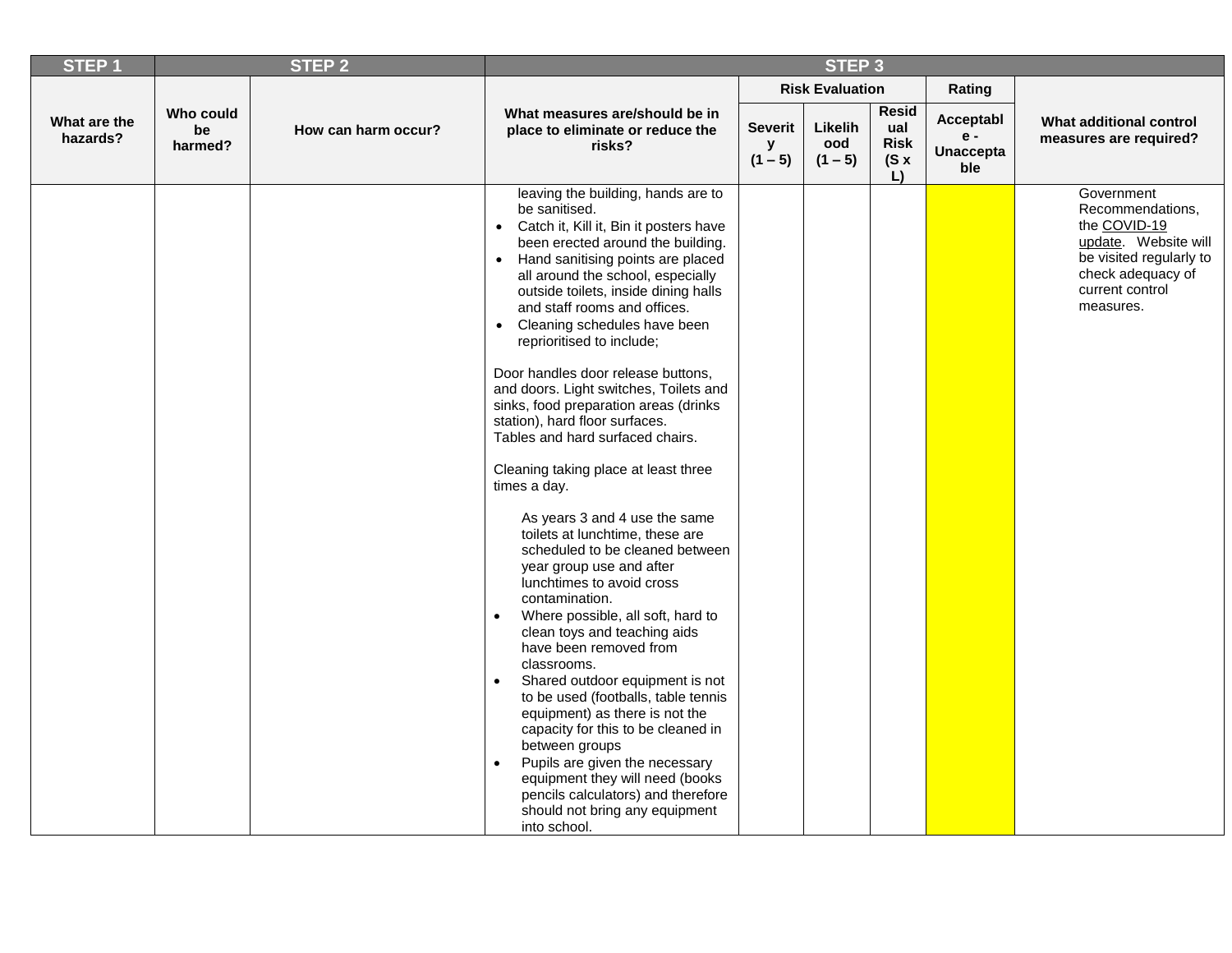| STEP 1 | STEP 2 | | STEP 3 | | | | | |
|---|---|---|---|---|---|---|---|---|
| | | | | Risk Evaluation | | | Rating | |
| What are the hazards? | Who could be harmed? | How can harm occur? | What measures are/should be in place to eliminate or reduce the risks? | Severity (1 – 5) | Likelihood (1 – 5) | Residual Risk (S x L) | Acceptable - Unacceptable | What additional control measures are required? |
| | | | leaving the building, hands are to be sanitised.<br>• Catch it, Kill it, Bin it posters have been erected around the building.<br>• Hand sanitising points are placed all around the school, especially outside toilets, inside dining halls and staff rooms and offices.<br>• Cleaning schedules have been reprioritised to include;<br><br>Door handles door release buttons, and doors. Light switches, Toilets and sinks, food preparation areas (drinks station), hard floor surfaces.<br>Tables and hard surfaced chairs.<br><br>Cleaning taking place at least three times a day.<br><br>As years 3 and 4 use the same toilets at lunchtime, these are scheduled to be cleaned between year group use and after lunchtimes to avoid cross contamination.<br>• Where possible, all soft, hard to clean toys and teaching aids have been removed from classrooms.<br>• Shared outdoor equipment is not to be used (footballs, table tennis equipment) as there is not the capacity for this to be cleaned in between groups<br>• Pupils are given the necessary equipment they will need (books pencils calculators) and therefore should not bring any equipment into school. | | | | | Government Recommendations, the COVID-19 update. Website will be visited regularly to check adequacy of current control measures. |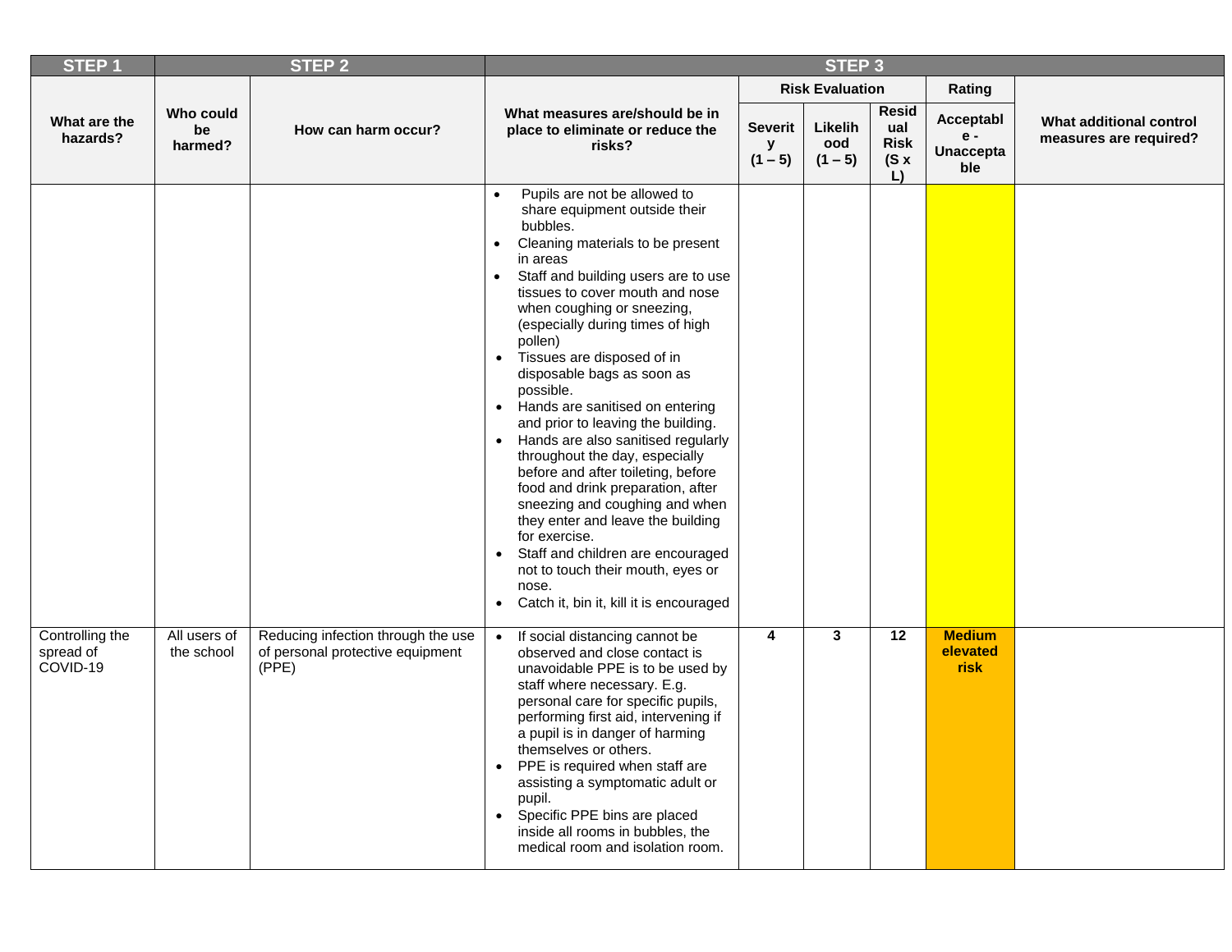| STEP 1 | STEP 2 | | STEP 3 | | | | | |
|---|---|---|---|---|---|---|---|---|
| | | | | Risk Evaluation | | | Rating | |
| What are the hazards? | Who could be harmed? | How can harm occur? | What measures are/should be in place to eliminate or reduce the risks? | Severity (1 – 5) | Likelihood (1 – 5) | Residual Risk (S x L) | Acceptable - Unacceptable | What additional control measures are required? |
| | | | • Pupils are not be allowed to share equipment outside their bubbles.<br>• Cleaning materials to be present in areas<br>• Staff and building users are to use tissues to cover mouth and nose when coughing or sneezing, (especially during times of high pollen)<br>• Tissues are disposed of in disposable bags as soon as possible.<br>• Hands are sanitised on entering and prior to leaving the building.<br>• Hands are also sanitised regularly throughout the day, especially before and after toileting, before food and drink preparation, after sneezing and coughing and when they enter and leave the building for exercise.<br>• Staff and children are encouraged not to touch their mouth, eyes or nose.<br>• Catch it, bin it, kill it is encouraged | | | | | |
| Controlling the spread of COVID-19 | All users of the school | Reducing infection through the use of personal protective equipment (PPE) | • If social distancing cannot be observed and close contact is unavoidable PPE is to be used by staff where necessary. E.g. personal care for specific pupils, performing first aid, intervening if a pupil is in danger of harming themselves or others.<br>• PPE is required when staff are assisting a symptomatic adult or pupil.<br>• Specific PPE bins are placed inside all rooms in bubbles, the medical room and isolation room. | 4 | 3 | 12 | **Medium elevated risk** | |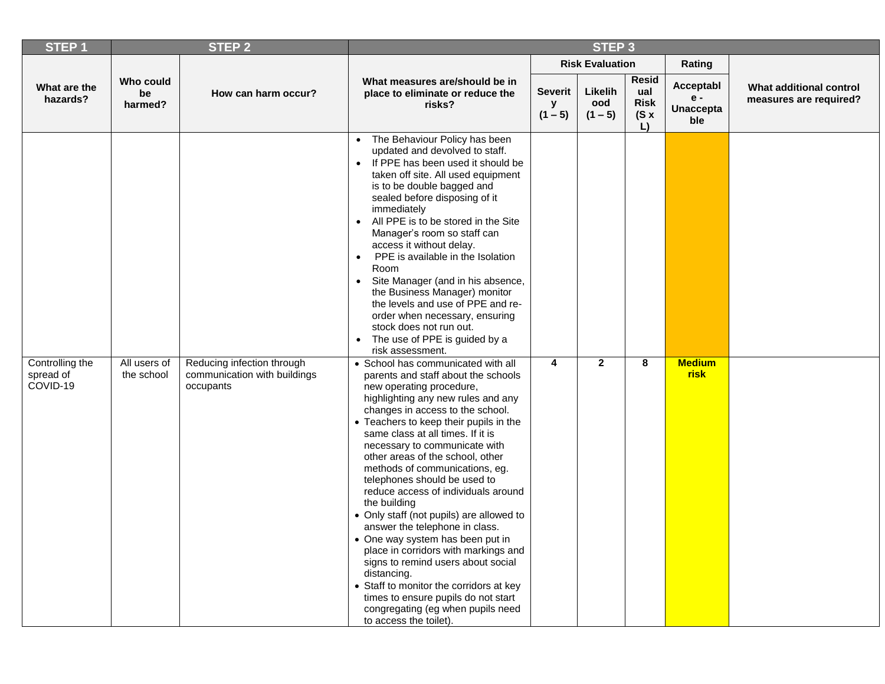| STEP 1 | STEP 2 | | STEP 3 | | | | | |
|---|---|---|---|---|---|---|---|---|
| | | | | Risk Evaluation | | | Rating | |
| What are the hazards? | Who could be harmed? | How can harm occur? | What measures are/should be in place to eliminate or reduce the risks? | Severity (1 – 5) | Likelihood (1 – 5) | Residual Risk (S x L) | Acceptable - Unacceptable | What additional control measures are required? |
| | | | • The Behaviour Policy has been updated and devolved to staff.<br>• If PPE has been used it should be taken off site. All used equipment is to be double bagged and sealed before disposing of it immediately<br>• All PPE is to be stored in the Site Manager's room so staff can access it without delay.<br>• PPE is available in the Isolation Room<br>• Site Manager (and in his absence, the Business Manager) monitor the levels and use of PPE and re-order when necessary, ensuring stock does not run out.<br>• The use of PPE is guided by a risk assessment. | | | | | |
| Controlling the spread of COVID-19 | All users of the school | Reducing infection through communication with buildings occupants | • School has communicated with all parents and staff about the schools new operating procedure, highlighting any new rules and any changes in access to the school.<br>• Teachers to keep their pupils in the same class at all times. If it is necessary to communicate with other areas of the school, other methods of communications, eg. telephones should be used to reduce access of individuals around the building<br>• Only staff (not pupils) are allowed to answer the telephone in class.<br>• One way system has been put in place in corridors with markings and signs to remind users about social distancing.<br>• Staff to monitor the corridors at key times to ensure pupils do not start congregating (eg when pupils need to access the toilet). | 4 | 2 | 8 | **Medium risk** | |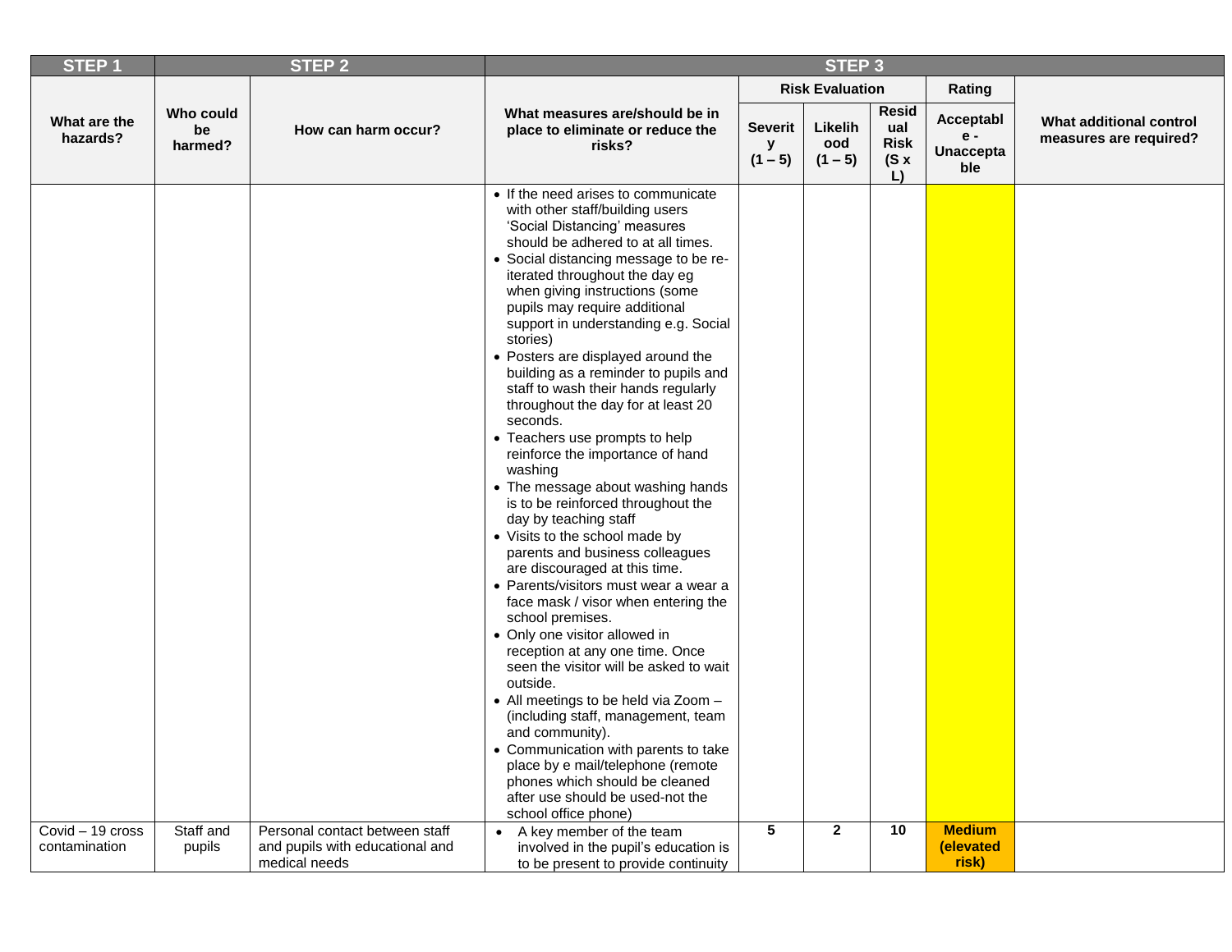| STEP 1 | STEP 2 | | STEP 3 | | | | | |
|---|---|---|---|---|---|---|---|---|
| | | | | Risk Evaluation | | | Rating | |
| What are the hazards? | Who could be harmed? | How can harm occur? | What measures are/should be in place to eliminate or reduce the risks? | Severity (1 – 5) | Likelihood (1 – 5) | Residual Risk (S x L) | Acceptable - Unacceptable | What additional control measures are required? |
| | | | • If the need arises to communicate with other staff/building users 'Social Distancing' measures should be adhered to at all times.<br>• Social distancing message to be re-iterated throughout the day eg when giving instructions (some pupils may require additional support in understanding e.g. Social stories)<br>• Posters are displayed around the building as a reminder to pupils and staff to wash their hands regularly throughout the day for at least 20 seconds.<br>• Teachers use prompts to help reinforce the importance of hand washing<br>• The message about washing hands is to be reinforced throughout the day by teaching staff<br>• Visits to the school made by parents and business colleagues are discouraged at this time.<br>• Parents/visitors must wear a wear a face mask / visor when entering the school premises.<br>• Only one visitor allowed in reception at any one time. Once seen the visitor will be asked to wait outside.<br>• All meetings to be held via Zoom – (including staff, management, team and community).<br>• Communication with parents to take place by e mail/telephone (remote phones which should be cleaned after use should be used-not the school office phone) | | | | | |
| Covid – 19 cross contamination | Staff and pupils | Personal contact between staff and pupils with educational and medical needs | • A key member of the team involved in the pupil's education is to be present to provide continuity | 5 | 2 | 10 | Medium (elevated risk) | |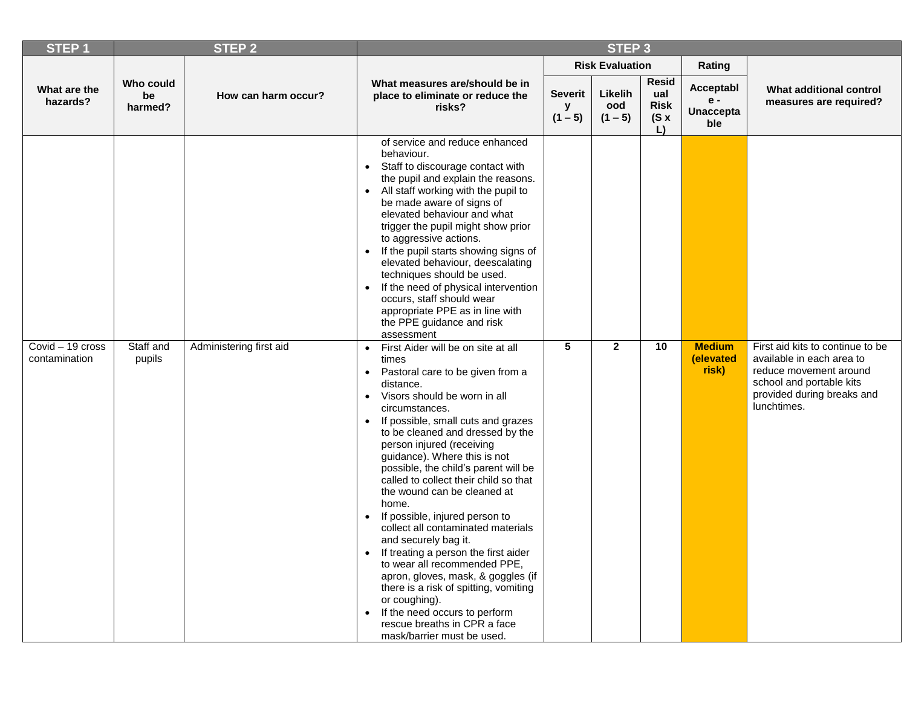| STEP 1 | STEP 2 | | STEP 3 | | | | | |
|---|---|---|---|---|---|---|---|---|
| | | | | Risk Evaluation | | | Rating | |
| What are the hazards? | Who could be harmed? | How can harm occur? | What measures are/should be in place to eliminate or reduce the risks? | Severity (1 – 5) | Likelihood (1 – 5) | Residual Risk (S x L) | Acceptable - Unacceptable | What additional control measures are required? |
| | | | of service and reduce enhanced behaviour.<br>• Staff to discourage contact with the pupil and explain the reasons.<br>• All staff working with the pupil to be made aware of signs of elevated behaviour and what trigger the pupil might show prior to aggressive actions.<br>• If the pupil starts showing signs of elevated behaviour, deescalating techniques should be used.<br>• If the need of physical intervention occurs, staff should wear appropriate PPE as in line with the PPE guidance and risk assessment | | | | | |
| Covid – 19 cross contamination | Staff and pupils | Administering first aid | • First Aider will be on site at all times<br>• Pastoral care to be given from a distance.<br>• Visors should be worn in all circumstances.<br>• If possible, small cuts and grazes to be cleaned and dressed by the person injured (receiving guidance). Where this is not possible, the child's parent will be called to collect their child so that the wound can be cleaned at home.<br>• If possible, injured person to collect all contaminated materials and securely bag it.<br>• If treating a person the first aider to wear all recommended PPE, apron, gloves, mask, & goggles (if there is a risk of spitting, vomiting or coughing).<br>• If the need occurs to perform rescue breaths in CPR a face mask/barrier must be used. | 5 | 2 | 10 | **Medium (elevated risk)** | First aid kits to continue to be available in each area to reduce movement around school and portable kits provided during breaks and lunchtimes. |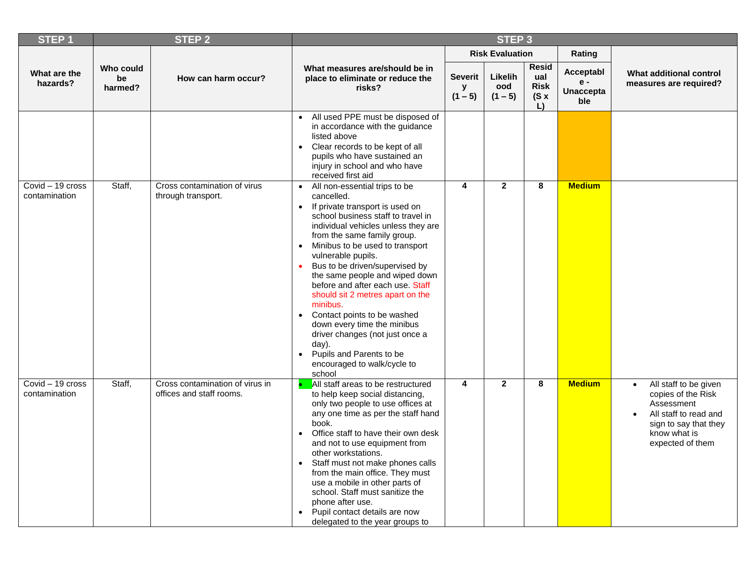| STEP 1 | STEP 2 | | STEP 3 | | | | | |
|---|---|---|---|---|---|---|---|---|
| | | | | Risk Evaluation | | | Rating | |
| What are the hazards? | Who could be harmed? | How can harm occur? | What measures are/should be in place to eliminate or reduce the risks? | Severity (1 – 5) | Likelihood (1 – 5) | Residual Risk (S x L) | Acceptable - Unacceptable | What additional control measures are required? |
| | | | • All used PPE must be disposed of in accordance with the guidance listed above<br>• Clear records to be kept of all pupils who have sustained an injury in school and who have received first aid | | | | | |
| Covid – 19 cross contamination | Staff, | Cross contamination of virus through transport. | • All non-essential trips to be cancelled.<br>• If private transport is used on school business staff to travel in individual vehicles unless they are from the same family group.<br>• Minibus to be used to transport vulnerable pupils.<br>• Bus to be driven/supervised by the same people and wiped down before and after each use. Staff should sit 2 metres apart on the minibus.<br>• Contact points to be washed down every time the minibus driver changes (not just once a day).<br>• Pupils and Parents to be encouraged to walk/cycle to school | 4 | 2 | 8 | **Medium** | |
| Covid – 19 cross contamination | Staff, | Cross contamination of virus in offices and staff rooms. | • All staff areas to be restructured to help keep social distancing, only two people to use offices at any one time as per the staff hand book.<br>• Office staff to have their own desk and not to use equipment from other workstations.<br>• Staff must not make phones calls from the main office. They must use a mobile in other parts of school. Staff must sanitize the phone after use.<br>• Pupil contact details are now delegated to the year groups to | 4 | 2 | 8 | **Medium** | • All staff to be given copies of the Risk Assessment<br>• All staff to read and sign to say that they know what is expected of them |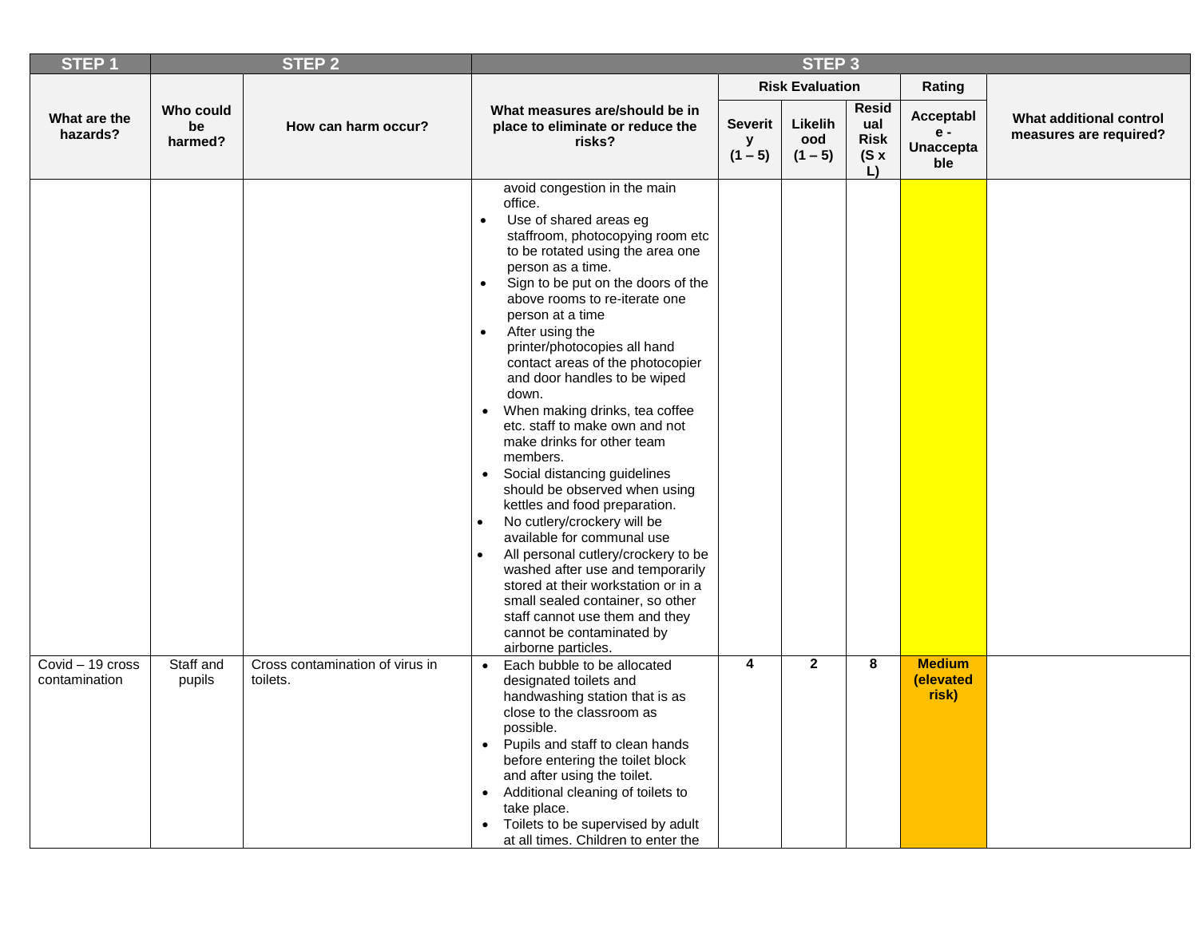| STEP 1 | STEP 2 | | STEP 3 | | | | | |
|---|---|---|---|---|---|---|---|---|
| | | | | Risk Evaluation | | | Rating | |
| What are the hazards? | Who could be harmed? | How can harm occur? | What measures are/should be in place to eliminate or reduce the risks? | Severity (1 – 5) | Likelihood (1 – 5) | Residual Risk (S x L) | Acceptable - Unacceptable | What additional control measures are required? |
| | | | avoid congestion in the main office.<br>• Use of shared areas eg staffroom, photocopying room etc to be rotated using the area one person as a time.<br>• Sign to be put on the doors of the above rooms to re-iterate one person at a time<br>• After using the printer/photocopies all hand contact areas of the photocopier and door handles to be wiped down.<br>• When making drinks, tea coffee etc. staff to make own and not make drinks for other team members.<br>• Social distancing guidelines should be observed when using kettles and food preparation.<br>• No cutlery/crockery will be available for communal use<br>• All personal cutlery/crockery to be washed after use and temporarily stored at their workstation or in a small sealed container, so other staff cannot use them and they cannot be contaminated by airborne particles. | | | | | |
| Covid – 19 cross contamination | Staff and pupils | Cross contamination of virus in toilets. | • Each bubble to be allocated designated toilets and handwashing station that is as close to the classroom as possible.<br>• Pupils and staff to clean hands before entering the toilet block and after using the toilet.<br>• Additional cleaning of toilets to take place.<br>• Toilets to be supervised by adult at all times. Children to enter the | 4 | 2 | 8 | **Medium (elevated risk)** | |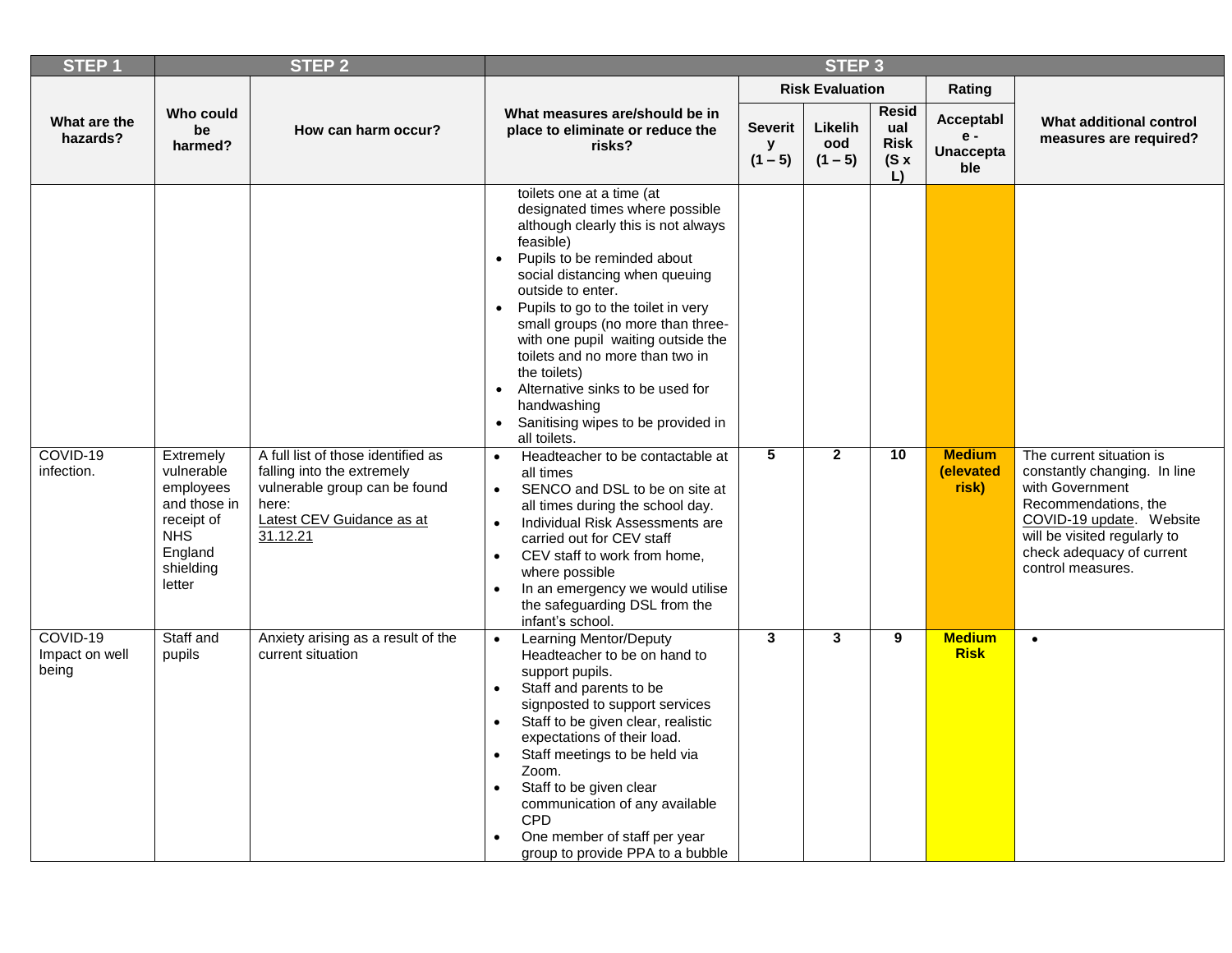| STEP 1 | STEP 2 | | STEP 3 | | | | | |
|---|---|---|---|---|---|---|---|---|
| What are the hazards? | Who could be harmed? | How can harm occur? | What measures are/should be in place to eliminate or reduce the risks? | Risk Evaluation Severity (1 – 5) | Likelihood (1 – 5) | Residual Risk (S x L) | Rating Acceptable - Unacceptable | What additional control measures are required? |
| | | | toilets one at a time (at designated times where possible although clearly this is not always feasible)<br>• Pupils to be reminded about social distancing when queuing outside to enter.<br>• Pupils to go to the toilet in very small groups (no more than three- with one pupil waiting outside the toilets and no more than two in the toilets)<br>• Alternative sinks to be used for handwashing<br>• Sanitising wipes to be provided in all toilets. | | | | | |
| COVID-19 infection. | Extremely vulnerable employees and those in receipt of NHS England shielding letter | A full list of those identified as falling into the extremely vulnerable group can be found here: Latest CEV Guidance as at 31.12.21 | • Headteacher to be contactable at all times<br>• SENCO and DSL to be on site at all times during the school day.<br>• Individual Risk Assessments are carried out for CEV staff<br>• CEV staff to work from home, where possible<br>• In an emergency we would utilise the safeguarding DSL from the infant's school. | **5** | **2** | **10** | **Medium (elevated risk)** | The current situation is constantly changing. In line with Government Recommendations, the COVID-19 update. Website will be visited regularly to check adequacy of current control measures. |
| COVID-19 Impact on well being | Staff and pupils | Anxiety arising as a result of the current situation | • Learning Mentor/Deputy Headteacher to be on hand to support pupils.<br>• Staff and parents to be signposted to support services<br>• Staff to be given clear, realistic expectations of their load.<br>• Staff meetings to be held via Zoom.<br>• Staff to be given clear communication of any available CPD<br>• One member of staff per year group to provide PPA to a bubble | **3** | **3** | **9** | **Medium Risk** | • |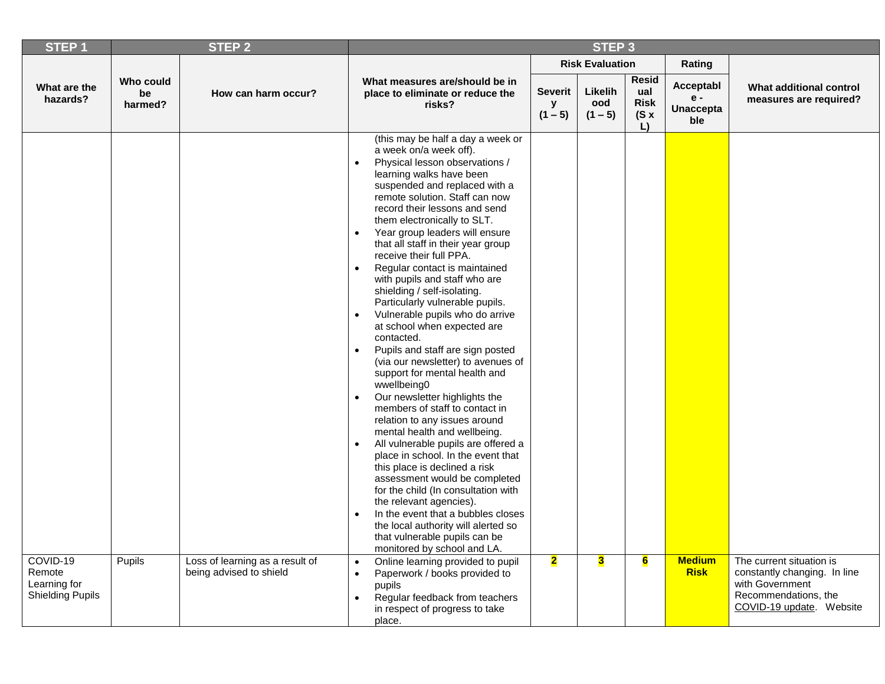| STEP 1 | STEP 2 | | STEP 3 | | | | | |
|---|---|---|---|---|---|---|---|---|
| | | | | Risk Evaluation | | | Rating | |
| What are the hazards? | Who could be harmed? | How can harm occur? | What measures are/should be in place to eliminate or reduce the risks? | Severity (1 – 5) | Likelihood (1 – 5) | Residual Risk (S x L) | Acceptable - Unacceptable | What additional control measures are required? |
| | | | (this may be half a day a week or a week on/a week off).<br>• Physical lesson observations / learning walks have been suspended and replaced with a remote solution. Staff can now record their lessons and send them electronically to SLT.<br>• Year group leaders will ensure that all staff in their year group receive their full PPA.<br>• Regular contact is maintained with pupils and staff who are shielding / self-isolating. Particularly vulnerable pupils.<br>• Vulnerable pupils who do arrive at school when expected are contacted.<br>• Pupils and staff are sign posted (via our newsletter) to avenues of support for mental health and wwellbeing0<br>• Our newsletter highlights the members of staff to contact in relation to any issues around mental health and wellbeing.<br>• All vulnerable pupils are offered a place in school. In the event that this place is declined a risk assessment would be completed for the child (In consultation with the relevant agencies).<br>• In the event that a bubbles closes the local authority will alerted so that vulnerable pupils can be monitored by school and LA. | | | | | |
| COVID-19 Remote Learning for Shielding Pupils | Pupils | Loss of learning as a result of being advised to shield | • Online learning provided to pupil<br>• Paperwork / books provided to pupils<br>• Regular feedback from teachers in respect of progress to take place. | 2 | 3 | 6 | **Medium Risk** | The current situation is constantly changing. In line with Government Recommendations, the COVID-19 update. Website |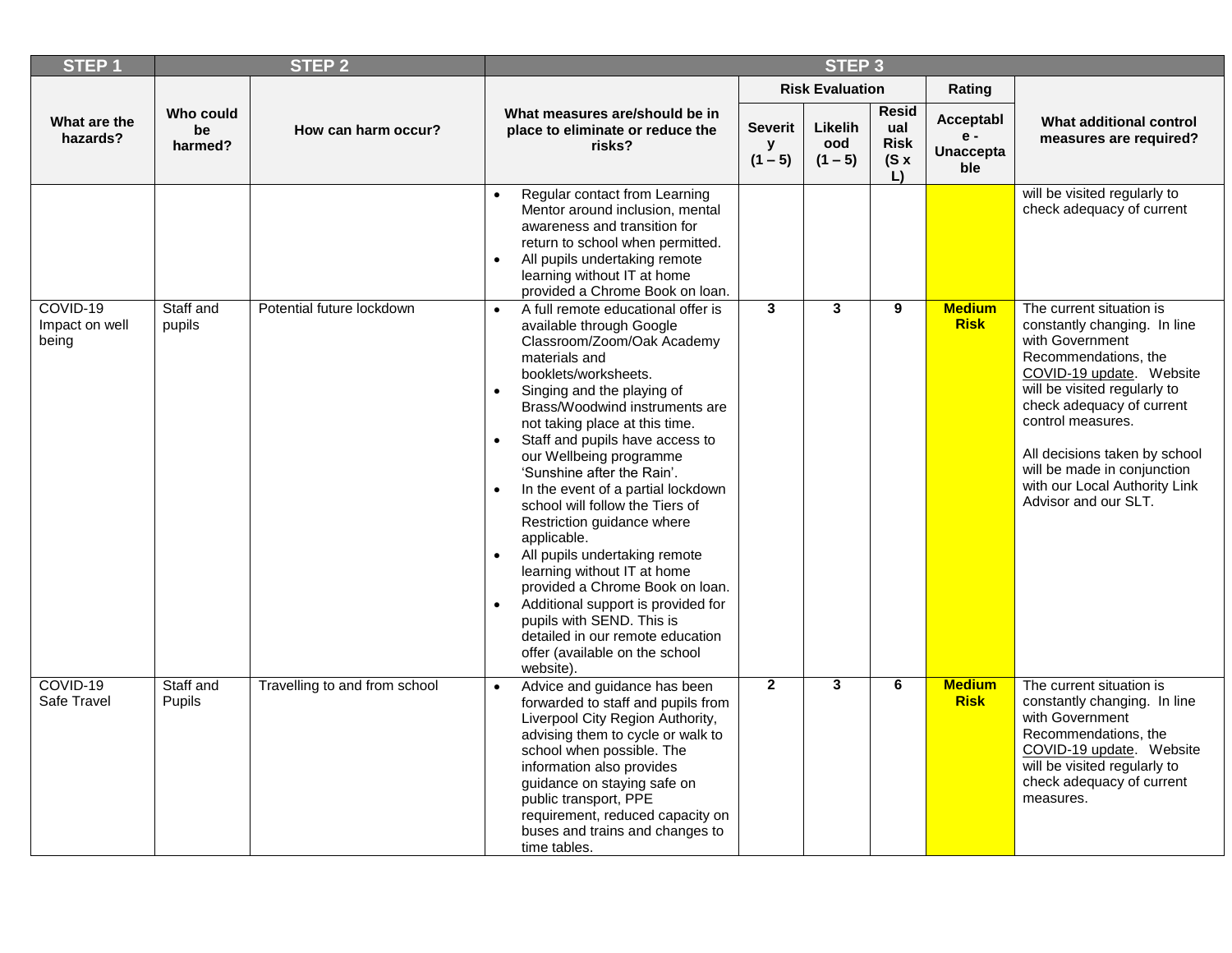| STEP 1 | STEP 2 | | STEP 3 | | | | | |
|---|---|---|---|---|---|---|---|---|
| | | | | Risk Evaluation | | | Rating | |
| What are the hazards? | Who could be harmed? | How can harm occur? | What measures are/should be in place to eliminate or reduce the risks? | Severity (1 – 5) | Likelihood (1 – 5) | Residual Risk (S x L) | Acceptable - Unacceptable | What additional control measures are required? |
| | | | • Regular contact from Learning Mentor around inclusion, mental awareness and transition for return to school when permitted.<br>• All pupils undertaking remote learning without IT at home provided a Chrome Book on loan. | | | | | will be visited regularly to check adequacy of current |
| COVID-19 Impact on well being | Staff and pupils | Potential future lockdown | • A full remote educational offer is available through Google Classroom/Zoom/Oak Academy materials and booklets/worksheets.<br>• Singing and the playing of Brass/Woodwind instruments are not taking place at this time.<br>• Staff and pupils have access to our Wellbeing programme 'Sunshine after the Rain'.<br>• In the event of a partial lockdown school will follow the Tiers of Restriction guidance where applicable.<br>• All pupils undertaking remote learning without IT at home provided a Chrome Book on loan.<br>• Additional support is provided for pupils with SEND. This is detailed in our remote education offer (available on the school website). | **3** | **3** | **9** | **Medium Risk** | The current situation is constantly changing. In line with Government Recommendations, the COVID-19 update. Website will be visited regularly to check adequacy of current control measures.<br><br>All decisions taken by school will be made in conjunction with our Local Authority Link Advisor and our SLT. |
| COVID-19 Safe Travel | Staff and Pupils | Travelling to and from school | • Advice and guidance has been forwarded to staff and pupils from Liverpool City Region Authority, advising them to cycle or walk to school when possible. The information also provides guidance on staying safe on public transport, PPE requirement, reduced capacity on buses and trains and changes to time tables. | **2** | **3** | **6** | **Medium Risk** | The current situation is constantly changing. In line with Government Recommendations, the COVID-19 update. Website will be visited regularly to check adequacy of current measures. |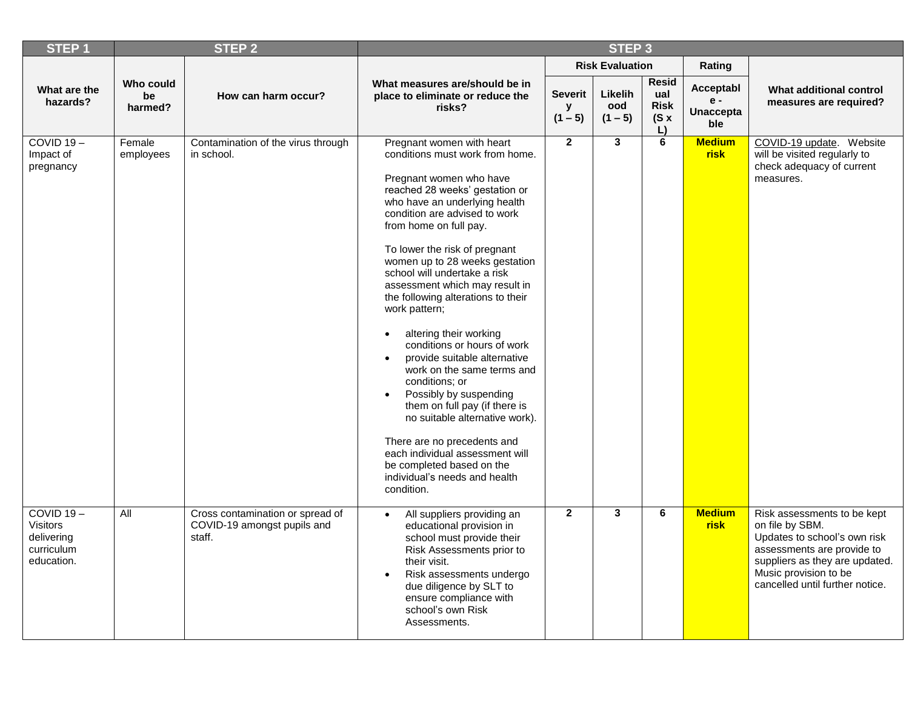| STEP 1 | STEP 2 | | STEP 3 | | | | | |
|---|---|---|---|---|---|---|---|---|
| | | | | Risk Evaluation | | | Rating | |
| What are the hazards? | Who could be harmed? | How can harm occur? | What measures are/should be in place to eliminate or reduce the risks? | Severity (1 – 5) | Likelihood (1 – 5) | Residual Risk (S x L) | Acceptable - Unacceptable | What additional control measures are required? |
| COVID 19 – Impact of pregnancy | Female employees | Contamination of the virus through in school. | Pregnant women with heart conditions must work from home.<br><br>Pregnant women who have reached 28 weeks' gestation or who have an underlying health condition are advised to work from home on full pay.<br><br>To lower the risk of pregnant women up to 28 weeks gestation school will undertake a risk assessment which may result in the following alterations to their work pattern;<br><br>• altering their working conditions or hours of work<br>• provide suitable alternative work on the same terms and conditions; or<br>• Possibly by suspending them on full pay (if there is no suitable alternative work).<br><br>There are no precedents and each individual assessment will be completed based on the individual's needs and health condition. | 2 | 3 | 6 | Medium risk | COVID-19 update. Website will be visited regularly to check adequacy of current measures. |
| COVID 19 – Visitors delivering curriculum education. | All | Cross contamination or spread of COVID-19 amongst pupils and staff. | • All suppliers providing an educational provision in school must provide their Risk Assessments prior to their visit.<br>• Risk assessments undergo due diligence by SLT to ensure compliance with school's own Risk Assessments. | 2 | 3 | 6 | Medium risk | Risk assessments to be kept on file by SBM.<br>Updates to school's own risk assessments are provide to suppliers as they are updated.<br>Music provision to be cancelled until further notice. |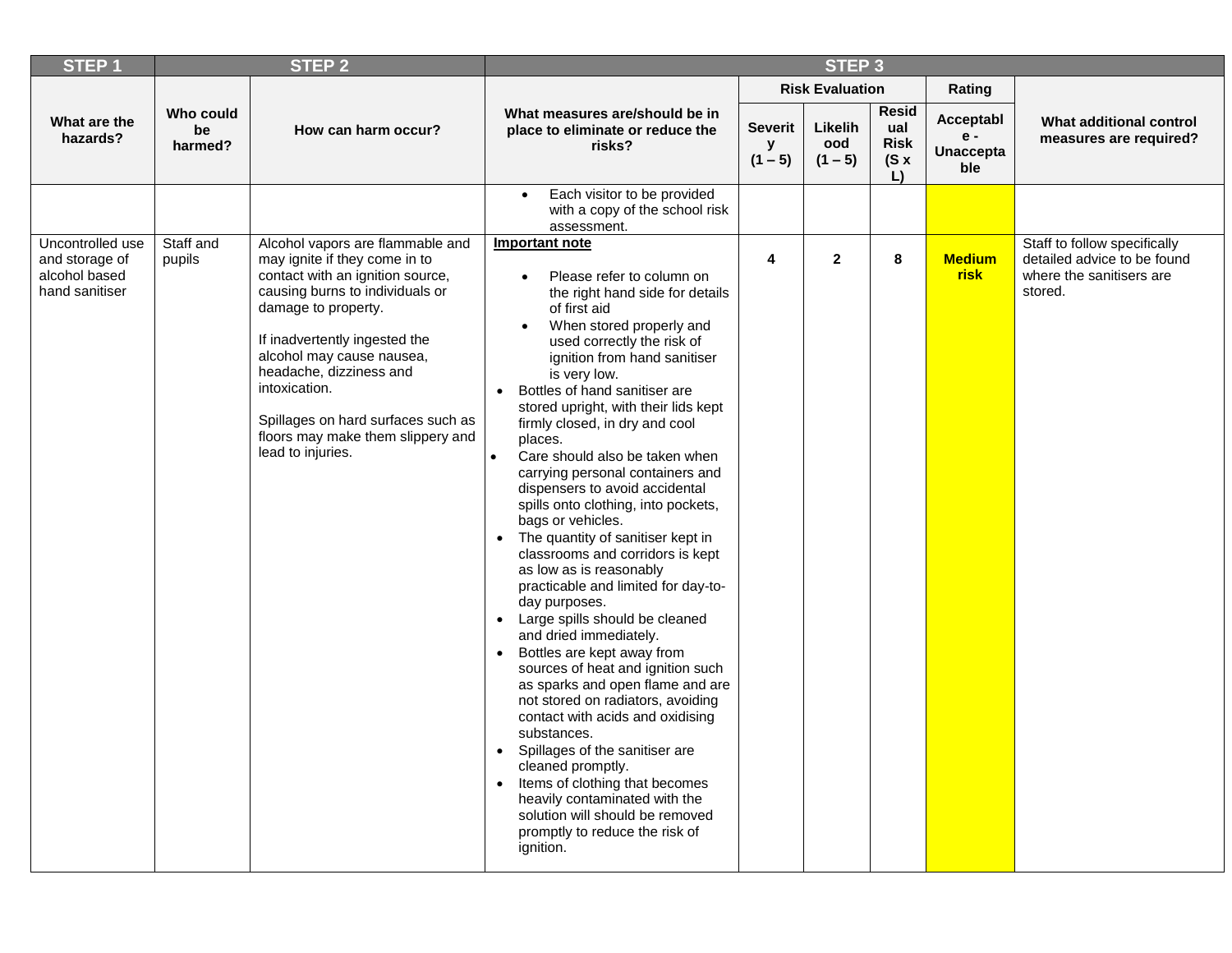| STEP 1 | STEP 2 | | STEP 3 | | | | | |
|---|---|---|---|---|---|---|---|---|
| | | | | Risk Evaluation | | | Rating | |
| What are the hazards? | Who could be harmed? | How can harm occur? | What measures are/should be in place to eliminate or reduce the risks? | Severity (1 – 5) | Likelihood (1 – 5) | Residual Risk (S x L) | Acceptable - Unacceptable | What additional control measures are required? |
| | | | • Each visitor to be provided with a copy of the school risk assessment. | | | | | |
| Uncontrolled use and storage of alcohol based hand sanitiser | Staff and pupils | Alcohol vapors are flammable and may ignite if they come in to contact with an ignition source, causing burns to individuals or damage to property.<br><br>If inadvertently ingested the alcohol may cause nausea, headache, dizziness and intoxication.<br><br>Spillages on hard surfaces such as floors may make them slippery and lead to injuries. | **Important note**<br>• Please refer to column on the right hand side for details of first aid<br>• When stored properly and used correctly the risk of ignition from hand sanitiser is very low.<br>• Bottles of hand sanitiser are stored upright, with their lids kept firmly closed, in dry and cool places.<br>• Care should also be taken when carrying personal containers and dispensers to avoid accidental spills onto clothing, into pockets, bags or vehicles.<br>• The quantity of sanitiser kept in classrooms and corridors is kept as low as is reasonably practicable and limited for day-to-day purposes.<br>• Large spills should be cleaned and dried immediately.<br>• Bottles are kept away from sources of heat and ignition such as sparks and open flame and are not stored on radiators, avoiding contact with acids and oxidising substances.<br>• Spillages of the sanitiser are cleaned promptly.<br>• Items of clothing that becomes heavily contaminated with the solution will should be removed promptly to reduce the risk of ignition. | 4 | 2 | 8 | **Medium risk** | Staff to follow specifically detailed advice to be found where the sanitisers are stored. |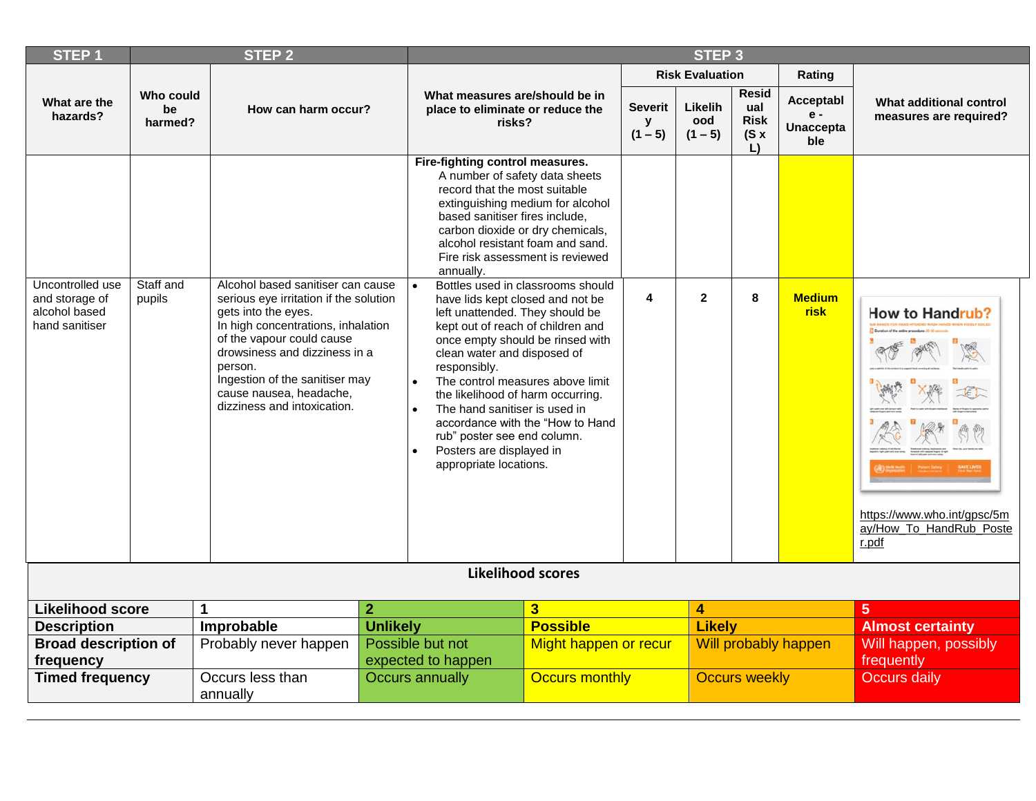| STEP 1 | STEP 2 | | STEP 3 | | | | | |
|---|---|---|---|---|---|---|---|---|
| | | | | Risk Evaluation | | | Rating | |
| What are the hazards? | Who could be harmed? | How can harm occur? | What measures are/should be in place to eliminate or reduce the risks? | Severity (1 – 5) | Likelihood (1 – 5) | Residual Risk (S x L) | Acceptable - Unacceptable | What additional control measures are required? |
| | | | **Fire-fighting control measures.** A number of safety data sheets record that the most suitable extinguishing medium for alcohol based sanitiser fires include, carbon dioxide or dry chemicals, alcohol resistant foam and sand. Fire risk assessment is reviewed annually. | | | | | |
| Uncontrolled use and storage of alcohol based hand sanitiser | Staff and pupils | Alcohol based sanitiser can cause serious eye irritation if the solution gets into the eyes. In high concentrations, inhalation of the vapour could cause drowsiness and dizziness in a person. Ingestion of the sanitiser may cause nausea, headache, dizziness and intoxication. | • Bottles used in classrooms should have lids kept closed and not be left unattended. They should be kept out of reach of children and once empty should be rinsed with clean water and disposed of responsibly. • The control measures above limit the likelihood of harm occurring. • The hand sanitiser is used in accordance with the “How to Hand rub” poster see end column. • Posters are displayed in appropriate locations. | 4 | 2 | 8 | **Medium risk** | How to Handrub? https://www.who.int/gpsc/5may/How_To_HandRub_Poster.pdf |

**Likelihood scores**

| Likelihood score | 1 | 2 | 3 | 4 | 5 |
|---|---|---|---|---|---|
| **Description** | **Improbable** | **Unlikely** | **Possible** | **Likely** | **Almost certainty** |
| **Broad description of frequency** | Probably never happen | Possible but not expected to happen | Might happen or recur | Will probably happen | Will happen, possibly frequently |
| **Timed frequency** | Occurs less than annually | Occurs annually | Occurs monthly | Occurs weekly | Occurs daily |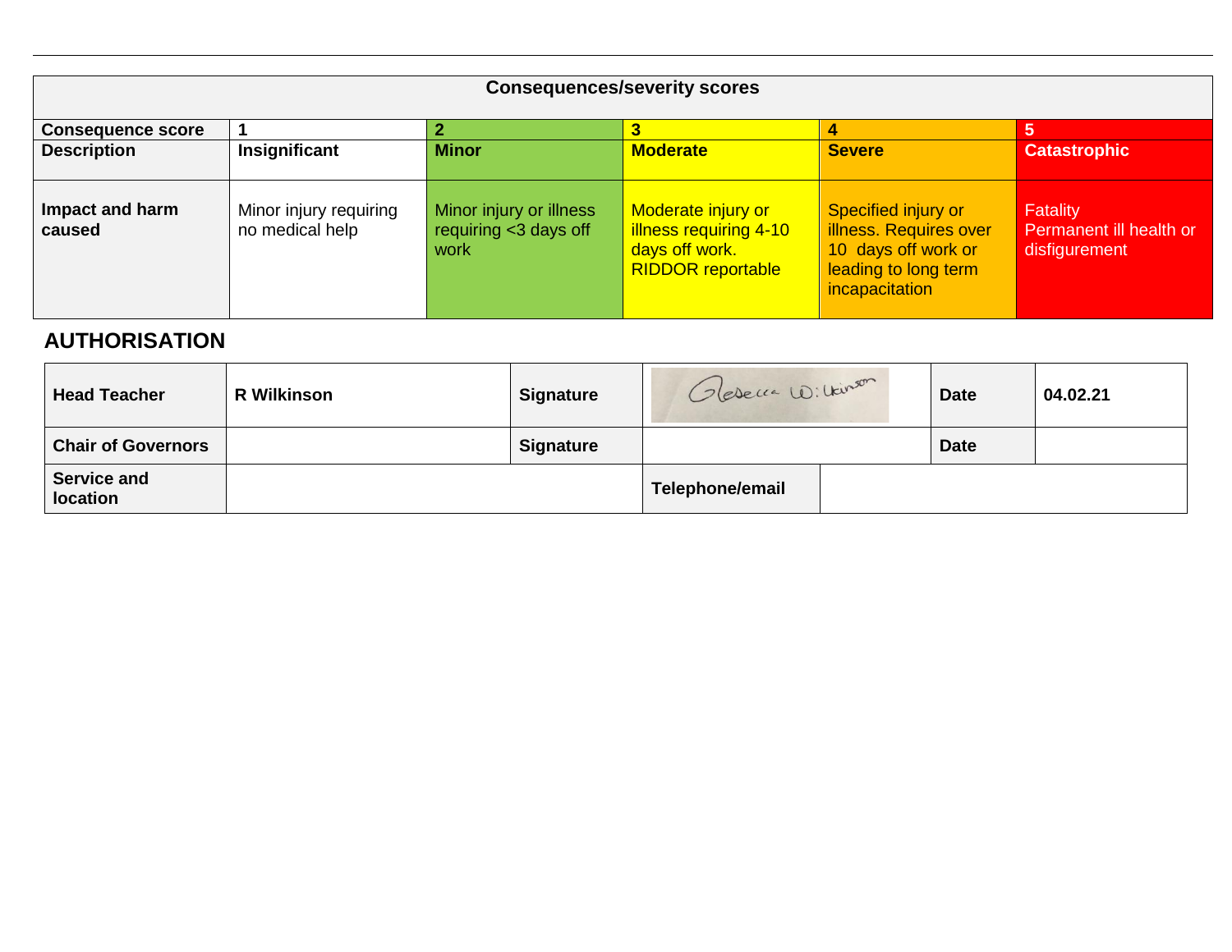| Consequences/severity scores | | | | | |
|---|---|---|---|---|---|
| **Consequence score** | **1** | **2** | **3** | **4** | **5** |
| **Description** | **Insignificant** | **Minor** | **Moderate** | **Severe** | **Catastrophic** |
| **Impact and harm caused** | Minor injury requiring no medical help | Minor injury or illness requiring <3 days off work | Moderate injury or illness requiring 4-10 days off work. RIDDOR reportable | Specified injury or illness. Requires over 10 days off work or leading to long term incapacitation | Fatality Permanent ill health or disfigurement |

## AUTHORISATION

| | | | | | |
|---|---|---|---|---|---|
| **Head Teacher** | **R Wilkinson** | **Signature** | Rebecca Wilkinson | **Date** | **04.02.21** |
| **Chair of Governors** | | **Signature** | | **Date** | |
| **Service and location** | | **Telephone/email** | | | |